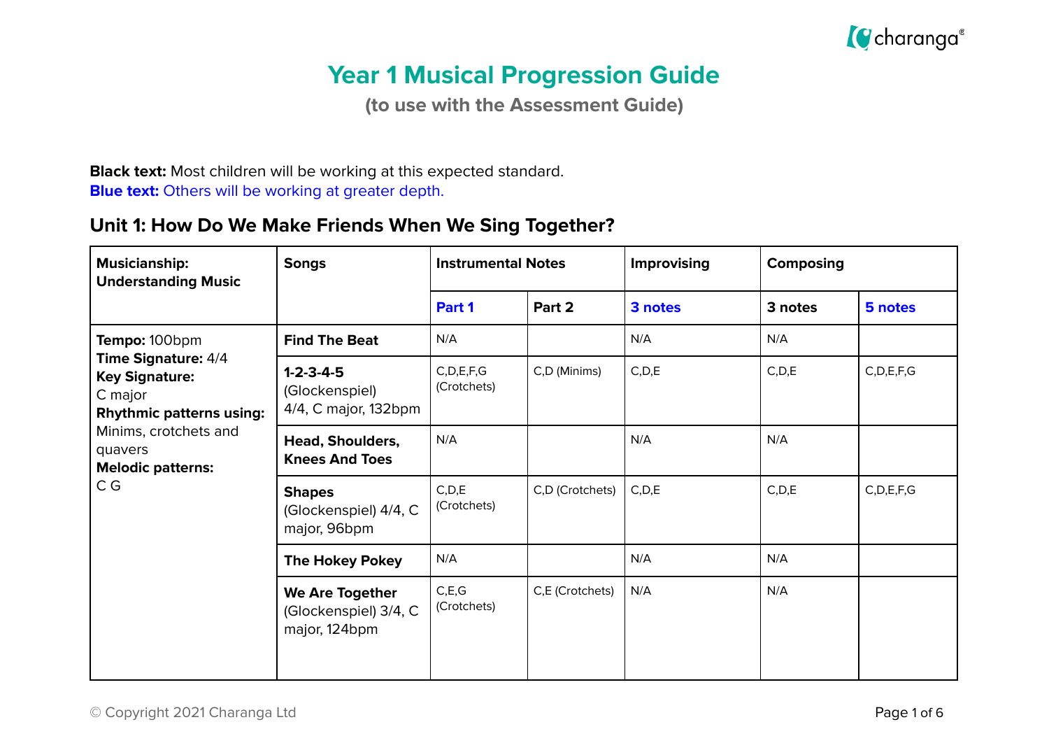# Year 1 Musical Progression Guide

**(to use with the Assessment Guide)**

**Black text:** Most children will be working at this expected standard.
**Blue text:** Others will be working at greater depth.

## Unit 1: How Do We Make Friends When We Sing Together?

| Musicianship: Understanding Music | Songs | Instrumental Notes | | Improvising | Composing | |
|---|---|---|---|---|---|---|
| | | **Part 1** | **Part 2** | **3 notes** | **3 notes** | **5 notes** |
| **Tempo:** 100bpm<br>**Time Signature:** 4/4<br>**Key Signature:** C major<br>**Rhythmic patterns using:** Minims, crotchets and quavers<br>**Melodic patterns:** C G | **Find The Beat** | N/A | | N/A | N/A | |
| | **1-2-3-4-5** (Glockenspiel) 4/4, C major, 132bpm | C,D,E,F,G (Crotchets) | C,D (Minims) | C,D,E | C,D,E | C,D,E,F,G |
| | **Head, Shoulders, Knees And Toes** | N/A | | N/A | N/A | |
| | **Shapes** (Glockenspiel) 4/4, C major, 96bpm | C,D,E (Crotchets) | C,D (Crotchets) | C,D,E | C,D,E | C,D,E,F,G |
| | **The Hokey Pokey** | N/A | | N/A | N/A | |
| | **We Are Together** (Glockenspiel) 3/4, C major, 124bpm | C,E,G (Crotchets) | C,E (Crotchets) | N/A | N/A | |

© Copyright 2021 Charanga Ltd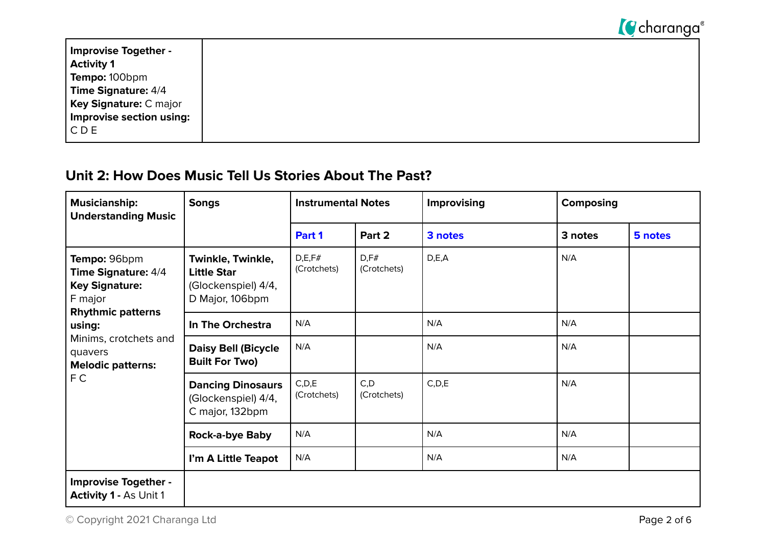| **Improvise Together - Activity 1**<br>**Tempo:** 100bpm<br>**Time Signature:** 4/4<br>**Key Signature:** C major<br>**Improvise section using:**<br>C D E | |
|---|---|

## Unit 2: How Does Music Tell Us Stories About The Past?

| **Musicianship: Understanding Music** | **Songs** | **Instrumental Notes** | | **Improvising** | **Composing** | |
|---|---|---|---|---|---|---|
| | | **Part 1** | **Part 2** | **3 notes** | **3 notes** | **5 notes** |
| **Tempo:** 96bpm<br>**Time Signature:** 4/4<br>**Key Signature:**<br>F major<br>**Rhythmic patterns using:**<br>Minims, crotchets and quavers<br>**Melodic patterns:**<br>F C | **Twinkle, Twinkle, Little Star** (Glockenspiel) 4/4, D Major, 106bpm | D,E,F#<br>(Crotchets) | D,F#<br>(Crotchets) | D,E,A | N/A | |
| | **In The Orchestra** | N/A | | N/A | N/A | |
| | **Daisy Bell (Bicycle Built For Two)** | N/A | | N/A | N/A | |
| | **Dancing Dinosaurs** (Glockenspiel) 4/4, C major, 132bpm | C,D,E<br>(Crotchets) | C,D<br>(Crotchets) | C,D,E | N/A | |
| | **Rock-a-bye Baby** | N/A | | N/A | N/A | |
| | **I'm A Little Teapot** | N/A | | N/A | N/A | |
| **Improvise Together - Activity 1 -** As Unit 1 | | | | | | |

© Copyright 2021 Charanga Ltd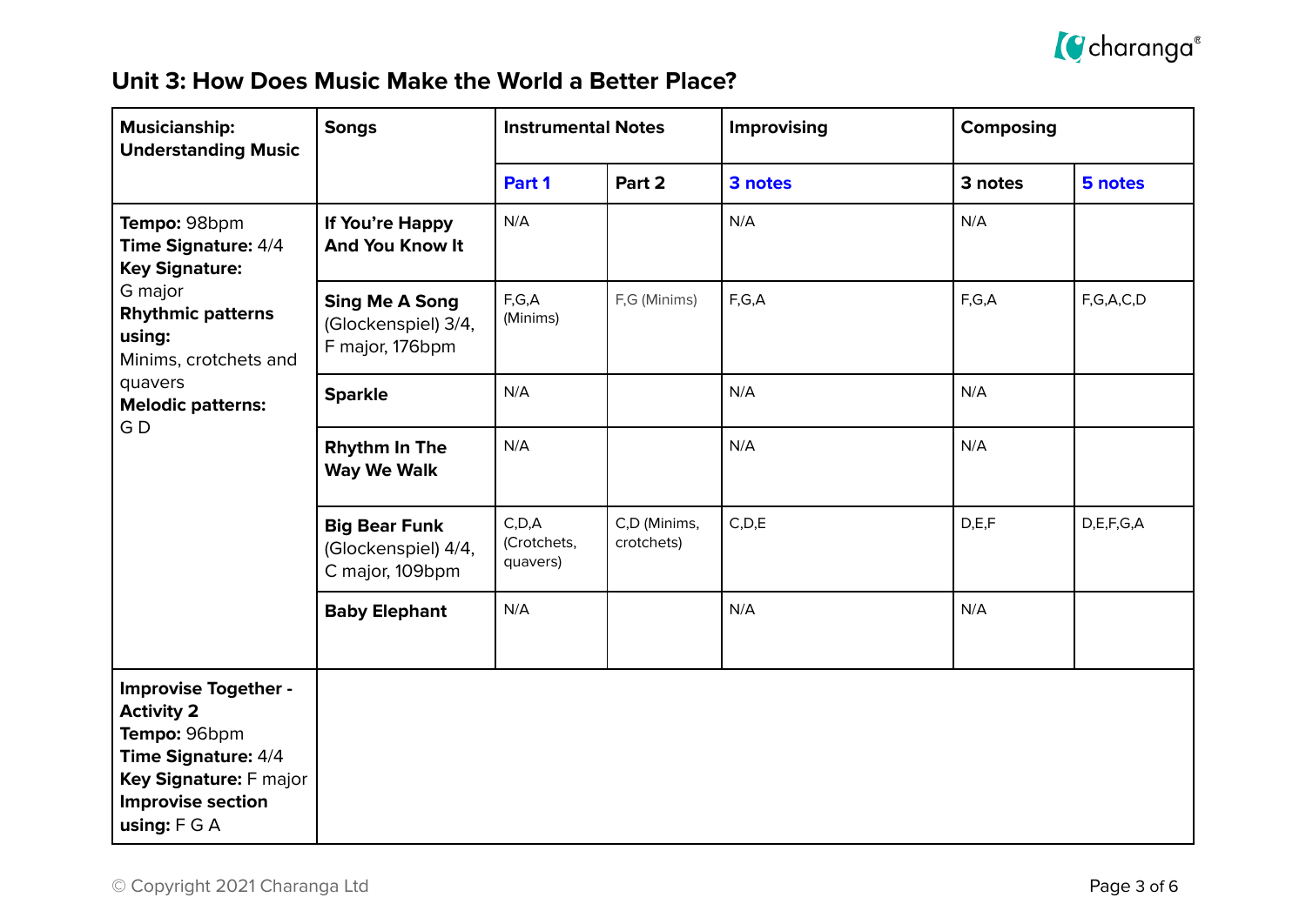## Unit 3: How Does Music Make the World a Better Place?

| Musicianship: Understanding Music | Songs | Instrumental Notes | | Improvising | Composing | |
|---|---|---|---|---|---|---|
| | | Part 1 | Part 2 | 3 notes | 3 notes | 5 notes |
| **Tempo:** 98bpm<br>**Time Signature:** 4/4<br>**Key Signature:** G major<br>**Rhythmic patterns using:** Minims, crotchets and quavers<br>**Melodic patterns:** G D | **If You're Happy And You Know It** | N/A | | N/A | N/A | |
| | **Sing Me A Song** (Glockenspiel) 3/4, F major, 176bpm | F,G,A (Minims) | F,G (Minims) | F,G,A | F,G,A | F,G,A,C,D |
| | **Sparkle** | N/A | | N/A | N/A | |
| | **Rhythm In The Way We Walk** | N/A | | N/A | N/A | |
| | **Big Bear Funk** (Glockenspiel) 4/4, C major, 109bpm | C,D,A (Crotchets, quavers) | C,D (Minims, crotchets) | C,D,E | D,E,F | D,E,F,G,A |
| | **Baby Elephant** | N/A | | N/A | N/A | |
| **Improvise Together - Activity 2**<br>**Tempo:** 96bpm<br>**Time Signature:** 4/4<br>**Key Signature:** F major<br>**Improvise section using:** F G A | | | | | | |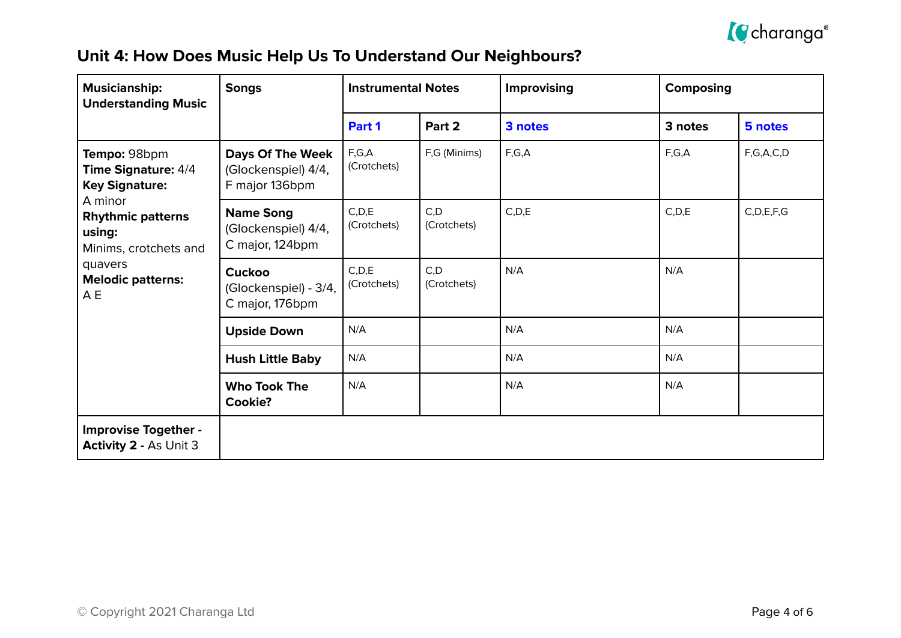## Unit 4: How Does Music Help Us To Understand Our Neighbours?

| Musicianship: Understanding Music | Songs | Instrumental Notes | | Improvising | Composing | |
|---|---|---|---|---|---|---|
| | | Part 1 | Part 2 | 3 notes | 3 notes | 5 notes |
| **Tempo:** 98bpm<br>**Time Signature:** 4/4<br>**Key Signature:** A minor<br>**Rhythmic patterns using:** Minims, crotchets and quavers<br>**Melodic patterns:** A E | **Days Of The Week** (Glockenspiel) 4/4, F major 136bpm | F,G,A (Crotchets) | F,G (Minims) | F,G,A | F,G,A | F,G,A,C,D |
| | **Name Song** (Glockenspiel) 4/4, C major, 124bpm | C,D,E (Crotchets) | C,D (Crotchets) | C,D,E | C,D,E | C,D,E,F,G |
| | **Cuckoo** (Glockenspiel) - 3/4, C major, 176bpm | C,D,E (Crotchets) | C,D (Crotchets) | N/A | N/A | |
| | **Upside Down** | N/A | | N/A | N/A | |
| | **Hush Little Baby** | N/A | | N/A | N/A | |
| | **Who Took The Cookie?** | N/A | | N/A | N/A | |
| **Improvise Together - Activity 2 -** As Unit 3 | | | | | | |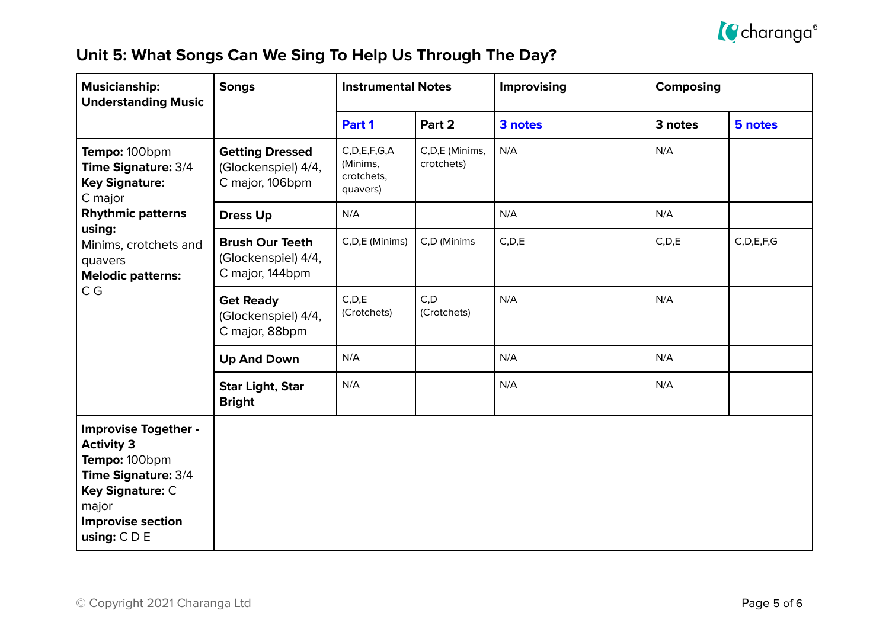## Unit 5: What Songs Can We Sing To Help Us Through The Day?

| Musicianship: Understanding Music | Songs | Instrumental Notes | | Improvising | Composing | |
|---|---|---|---|---|---|---|
| | | Part 1 | Part 2 | 3 notes | 3 notes | 5 notes |
| **Tempo:** 100bpm **Time Signature:** 3/4 **Key Signature:** C major **Rhythmic patterns using:** Minims, crotchets and quavers **Melodic patterns:** C G | **Getting Dressed** (Glockenspiel) 4/4, C major, 106bpm | C,D,E,F,G,A (Minims, crotchets, quavers) | C,D,E (Minims, crotchets) | N/A | N/A | |
| | **Dress Up** | N/A | | N/A | N/A | |
| | **Brush Our Teeth** (Glockenspiel) 4/4, C major, 144bpm | C,D,E (Minims) | C,D (Minims | C,D,E | C,D,E | C,D,E,F,G |
| | **Get Ready** (Glockenspiel) 4/4, C major, 88bpm | C,D,E (Crotchets) | C,D (Crotchets) | N/A | N/A | |
| | **Up And Down** | N/A | | N/A | N/A | |
| | **Star Light, Star Bright** | N/A | | N/A | N/A | |
| **Improvise Together - Activity 3** **Tempo:** 100bpm **Time Signature:** 3/4 **Key Signature:** C major **Improvise section using:** C D E | | | | | | |

© Copyright 2021 Charanga Ltd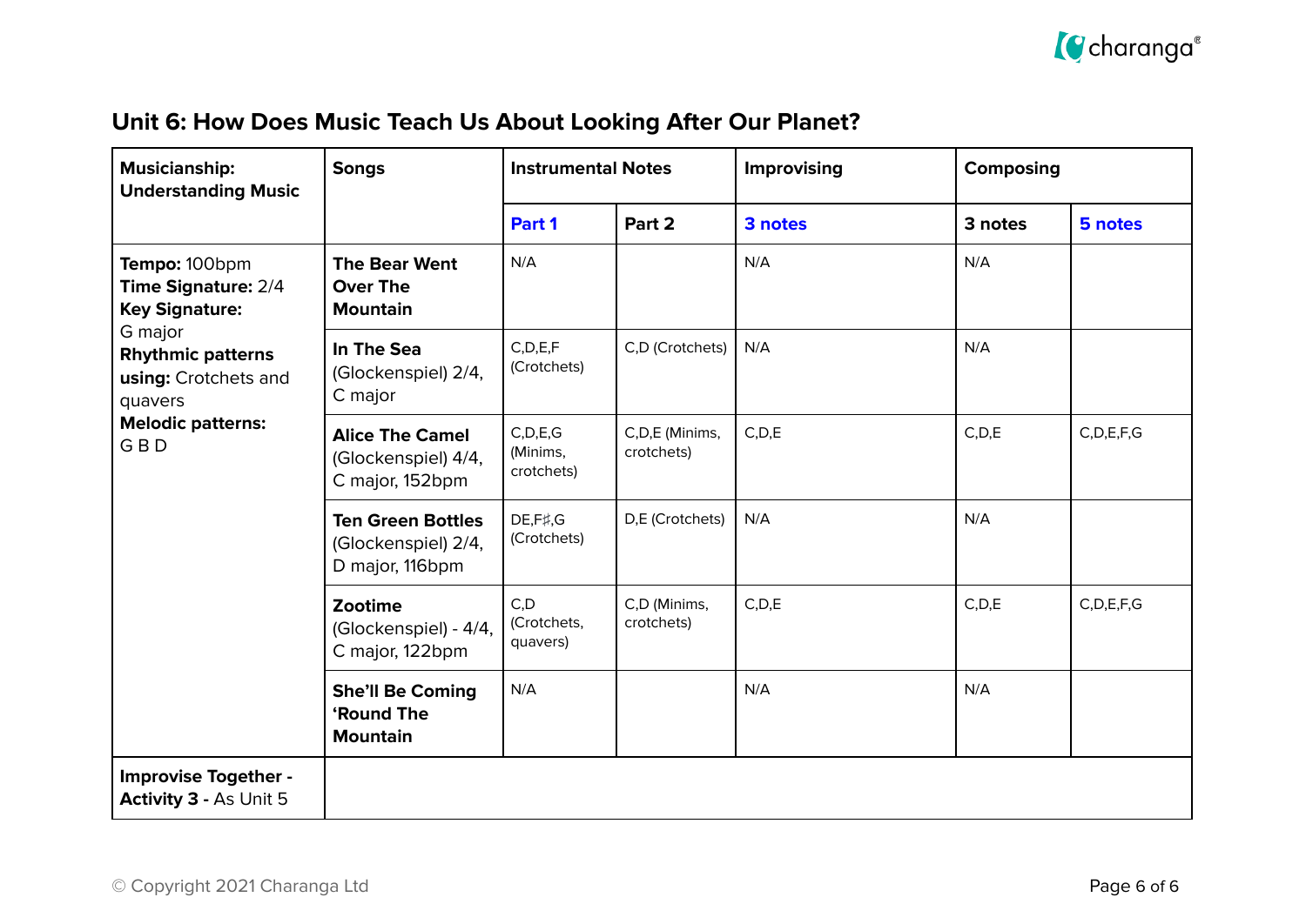## Unit 6: How Does Music Teach Us About Looking After Our Planet?

| Musicianship: Understanding Music | Songs | Instrumental Notes | | Improvising | Composing | |
|---|---|---|---|---|---|---|
| | | Part 1 | Part 2 | 3 notes | 3 notes | 5 notes |
| **Tempo:** 100bpm<br>**Time Signature:** 2/4<br>**Key Signature:** G major<br>**Rhythmic patterns using:** Crotchets and quavers<br>**Melodic patterns:** G B D | **The Bear Went Over The Mountain** | N/A | | N/A | N/A | |
| | **In The Sea** (Glockenspiel) 2/4, C major | C,D,E,F (Crotchets) | C,D (Crotchets) | N/A | N/A | |
| | **Alice The Camel** (Glockenspiel) 4/4, C major, 152bpm | C,D,E,G (Minims, crotchets) | C,D,E (Minims, crotchets) | C,D,E | C,D,E | C,D,E,F,G |
| | **Ten Green Bottles** (Glockenspiel) 2/4, D major, 116bpm | DE,F♯,G (Crotchets) | D,E (Crotchets) | N/A | N/A | |
| | **Zootime** (Glockenspiel) - 4/4, C major, 122bpm | C,D (Crotchets, quavers) | C,D (Minims, crotchets) | C,D,E | C,D,E | C,D,E,F,G |
| | **She'll Be Coming 'Round The Mountain** | N/A | | N/A | N/A | |
| **Improvise Together - Activity 3 -** As Unit 5 | | | | | | |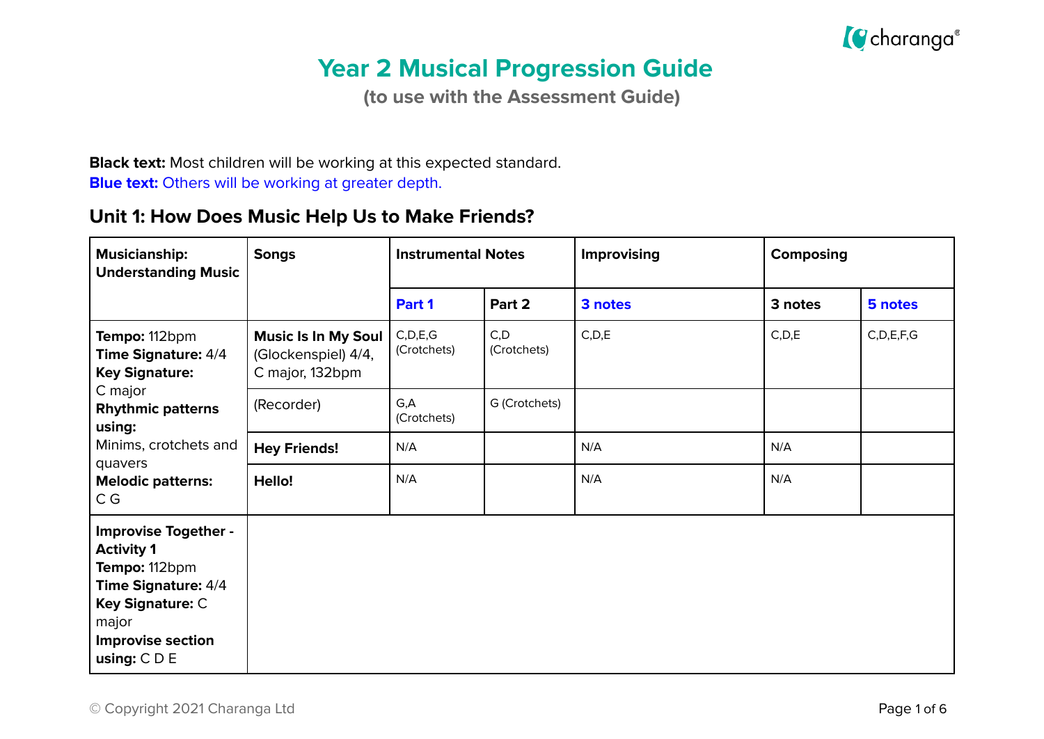# Year 2 Musical Progression Guide

**(to use with the Assessment Guide)**

**Black text:** Most children will be working at this expected standard.
**Blue text:** Others will be working at greater depth.

## Unit 1: How Does Music Help Us to Make Friends?

| Musicianship: Understanding Music | Songs | Instrumental Notes | | Improvising | Composing | |
|---|---|---|---|---|---|---|
| | | Part 1 | Part 2 | 3 notes | 3 notes | 5 notes |
| **Tempo:** 112bpm **Time Signature:** 4/4 **Key Signature:** C major **Rhythmic patterns using:** Minims, crotchets and quavers **Melodic patterns:** C G | **Music Is In My Soul** (Glockenspiel) 4/4, C major, 132bpm | C,D,E,G (Crotchets) | C,D (Crotchets) | C,D,E | C,D,E | C,D,E,F,G |
| | (Recorder) | G,A (Crotchets) | G (Crotchets) | | | |
| | **Hey Friends!** | N/A | | N/A | N/A | |
| | **Hello!** | N/A | | N/A | N/A | |
| **Improvise Together - Activity 1** **Tempo:** 112bpm **Time Signature:** 4/4 **Key Signature:** C major **Improvise section using:** C D E | | | | | | |

© Copyright 2021 Charanga Ltd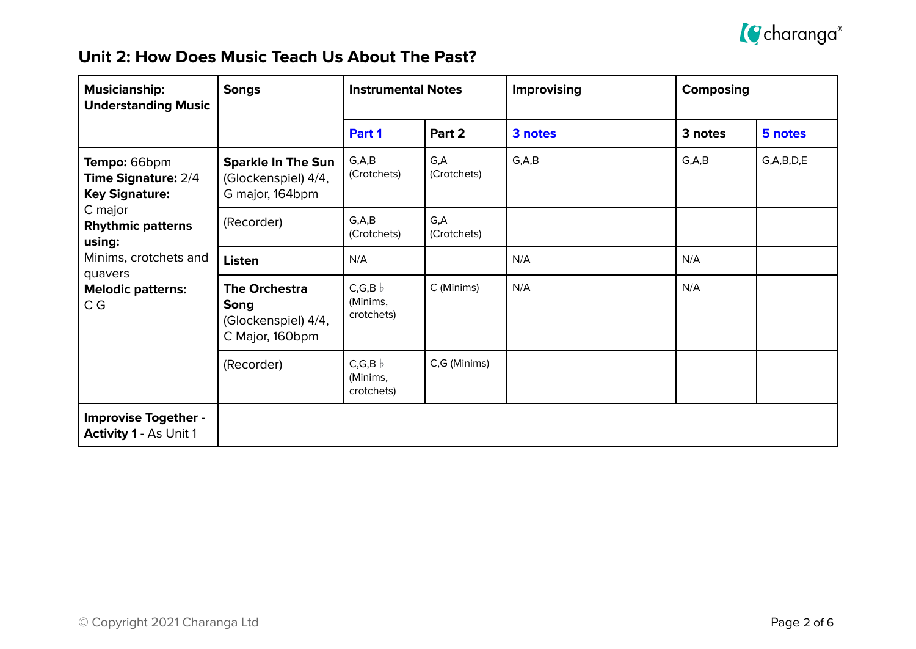## Unit 2: How Does Music Teach Us About The Past?

| Musicianship: Understanding Music | Songs | Instrumental Notes | | Improvising | Composing | |
|---|---|---|---|---|---|---|
| | | **Part 1** | **Part 2** | **3 notes** | **3 notes** | **5 notes** |
| **Tempo:** 66bpm<br>**Time Signature:** 2/4<br>**Key Signature:** C major<br>**Rhythmic patterns using:** Minims, crotchets and quavers<br>**Melodic patterns:** C G | **Sparkle In The Sun** (Glockenspiel) 4/4, G major, 164bpm | G,A,B (Crotchets) | G,A (Crotchets) | G,A,B | G,A,B | G,A,B,D,E |
| | (Recorder) | G,A,B (Crotchets) | G,A (Crotchets) | | | |
| | **Listen** | N/A | | N/A | N/A | |
| | **The Orchestra Song** (Glockenspiel) 4/4, C Major, 160bpm | C,G,B♭ (Minims, crotchets) | C (Minims) | N/A | N/A | |
| | (Recorder) | C,G,B♭ (Minims, crotchets) | C,G (Minims) | | | |
| **Improvise Together - Activity 1 -** As Unit 1 | | | | | | |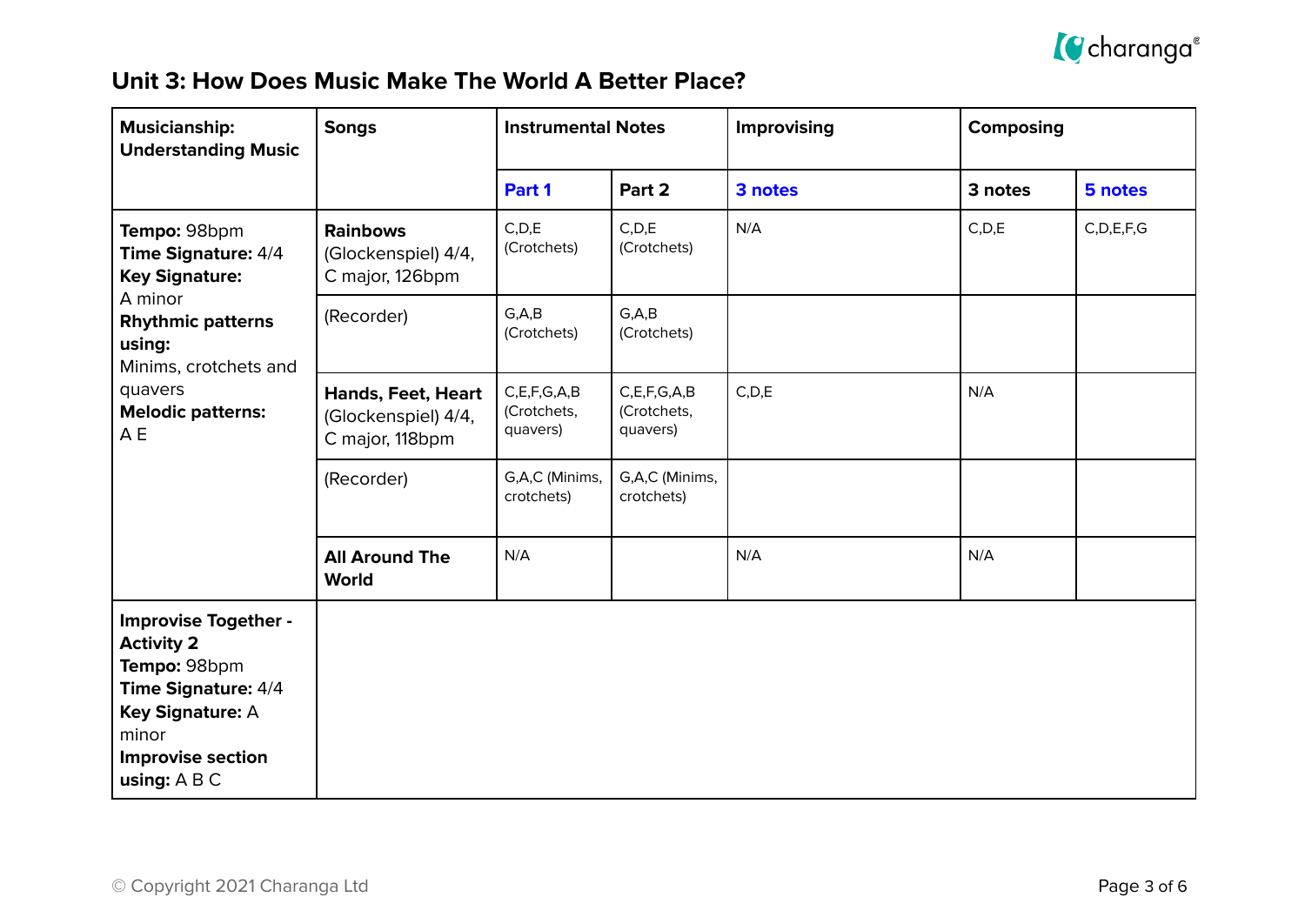## Unit 3: How Does Music Make The World A Better Place?

| Musicianship: Understanding Music | Songs | Instrumental Notes | | Improvising | Composing | |
|---|---|---|---|---|---|---|
| | | Part 1 | Part 2 | 3 notes | 3 notes | 5 notes |
| **Tempo:** 98bpm **Time Signature:** 4/4 **Key Signature:** A minor **Rhythmic patterns using:** Minims, crotchets and quavers **Melodic patterns:** A E | **Rainbows** (Glockenspiel) 4/4, C major, 126bpm | C,D,E (Crotchets) | C,D,E (Crotchets) | N/A | C,D,E | C,D,E,F,G |
| | (Recorder) | G,A,B (Crotchets) | G,A,B (Crotchets) | | | |
| | **Hands, Feet, Heart** (Glockenspiel) 4/4, C major, 118bpm | C,E,F,G,A,B (Crotchets, quavers) | C,E,F,G,A,B (Crotchets, quavers) | C,D,E | N/A | |
| | (Recorder) | G,A,C (Minims, crotchets) | G,A,C (Minims, crotchets) | | | |
| | **All Around The World** | N/A | | N/A | N/A | |
| **Improvise Together - Activity 2** **Tempo:** 98bpm **Time Signature:** 4/4 **Key Signature:** A minor **Improvise section using:** A B C | | | | | | |

© Copyright 2021 Charanga Ltd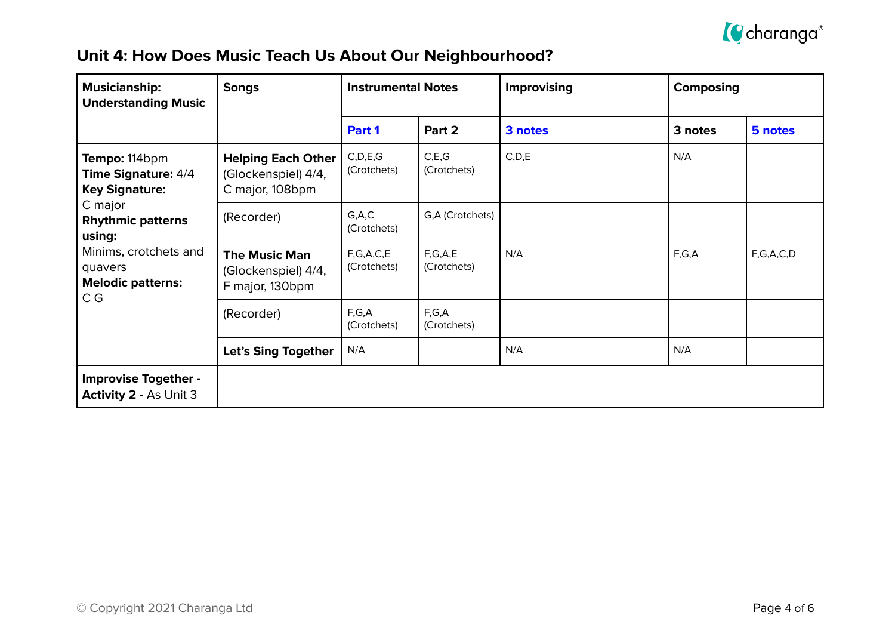## Unit 4: How Does Music Teach Us About Our Neighbourhood?

| **Musicianship: Understanding Music** | **Songs** | **Instrumental Notes** | | **Improvising** | **Composing** | |
|---|---|---|---|---|---|---|
| | | **Part 1** | **Part 2** | **3 notes** | **3 notes** | **5 notes** |
| **Tempo:** 114bpm **Time Signature:** 4/4 **Key Signature:** C major **Rhythmic patterns using:** Minims, crotchets and quavers **Melodic patterns:** C G | **Helping Each Other** (Glockenspiel) 4/4, C major, 108bpm | C,D,E,G (Crotchets) | C,E,G (Crotchets) | C,D,E | N/A | |
| | (Recorder) | G,A,C (Crotchets) | G,A (Crotchets) | | | |
| | **The Music Man** (Glockenspiel) 4/4, F major, 130bpm | F,G,A,C,E (Crotchets) | F,G,A,E (Crotchets) | N/A | F,G,A | F,G,A,C,D |
| | (Recorder) | F,G,A (Crotchets) | F,G,A (Crotchets) | | | |
| | **Let's Sing Together** | N/A | | N/A | N/A | |
| **Improvise Together - Activity 2 -** As Unit 3 | | | | | | |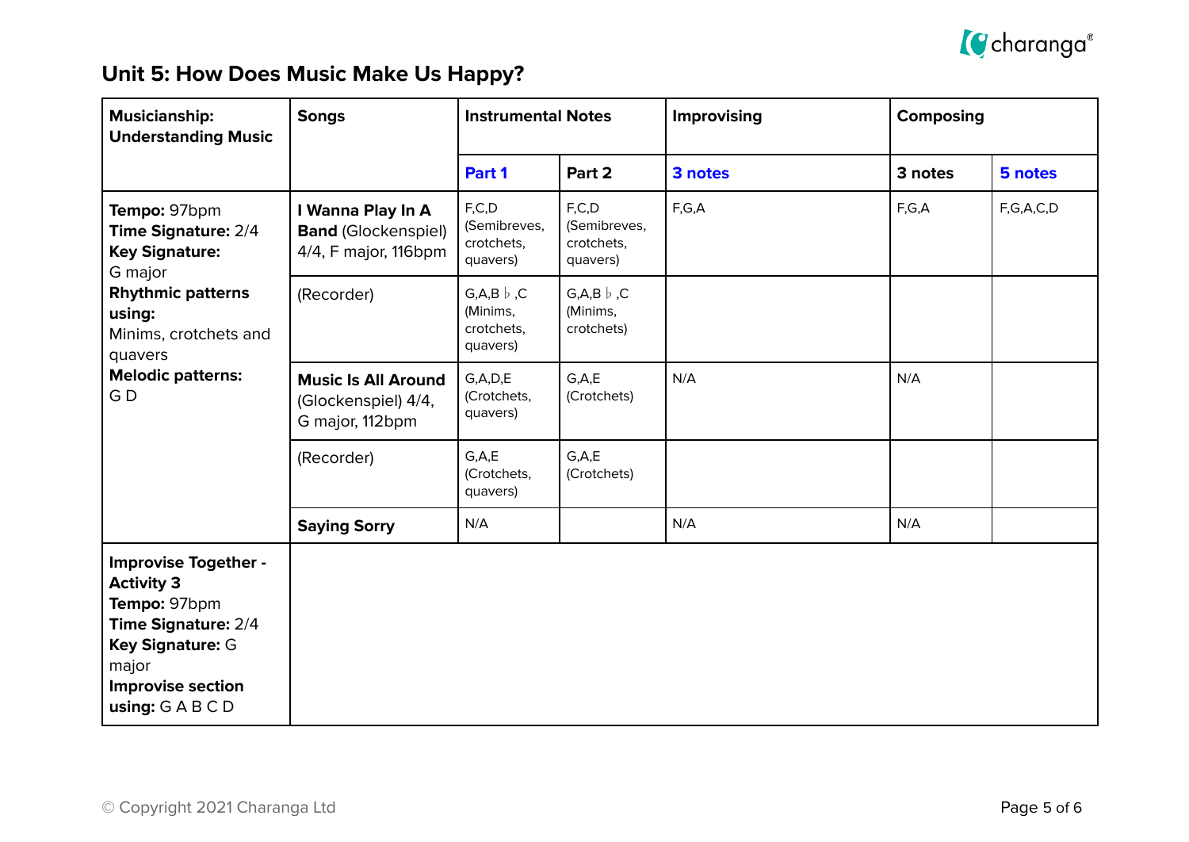## Unit 5: How Does Music Make Us Happy?

| Musicianship: Understanding Music | Songs | Instrumental Notes | | Improvising | Composing | |
|---|---|---|---|---|---|---|
| | | Part 1 | Part 2 | 3 notes | 3 notes | 5 notes |
| **Tempo:** 97bpm<br>**Time Signature:** 2/4<br>**Key Signature:** G major<br>**Rhythmic patterns using:** Minims, crotchets and quavers<br>**Melodic patterns:** G D | **I Wanna Play In A Band** (Glockenspiel) 4/4, F major, 116bpm | F,C,D (Semibreves, crotchets, quavers) | F,C,D (Semibreves, crotchets, quavers) | F,G,A | F,G,A | F,G,A,C,D |
| | (Recorder) | G,A,B♭,C (Minims, crotchets, quavers) | G,A,B♭,C (Minims, crotchets) | | | |
| | **Music Is All Around** (Glockenspiel) 4/4, G major, 112bpm | G,A,D,E (Crotchets, quavers) | G,A,E (Crotchets) | N/A | N/A | |
| | (Recorder) | G,A,E (Crotchets, quavers) | G,A,E (Crotchets) | | | |
| | **Saying Sorry** | N/A | | N/A | N/A | |
| **Improvise Together - Activity 3**<br>**Tempo:** 97bpm<br>**Time Signature:** 2/4<br>**Key Signature:** G major<br>**Improvise section using:** G A B C D | | | | | | |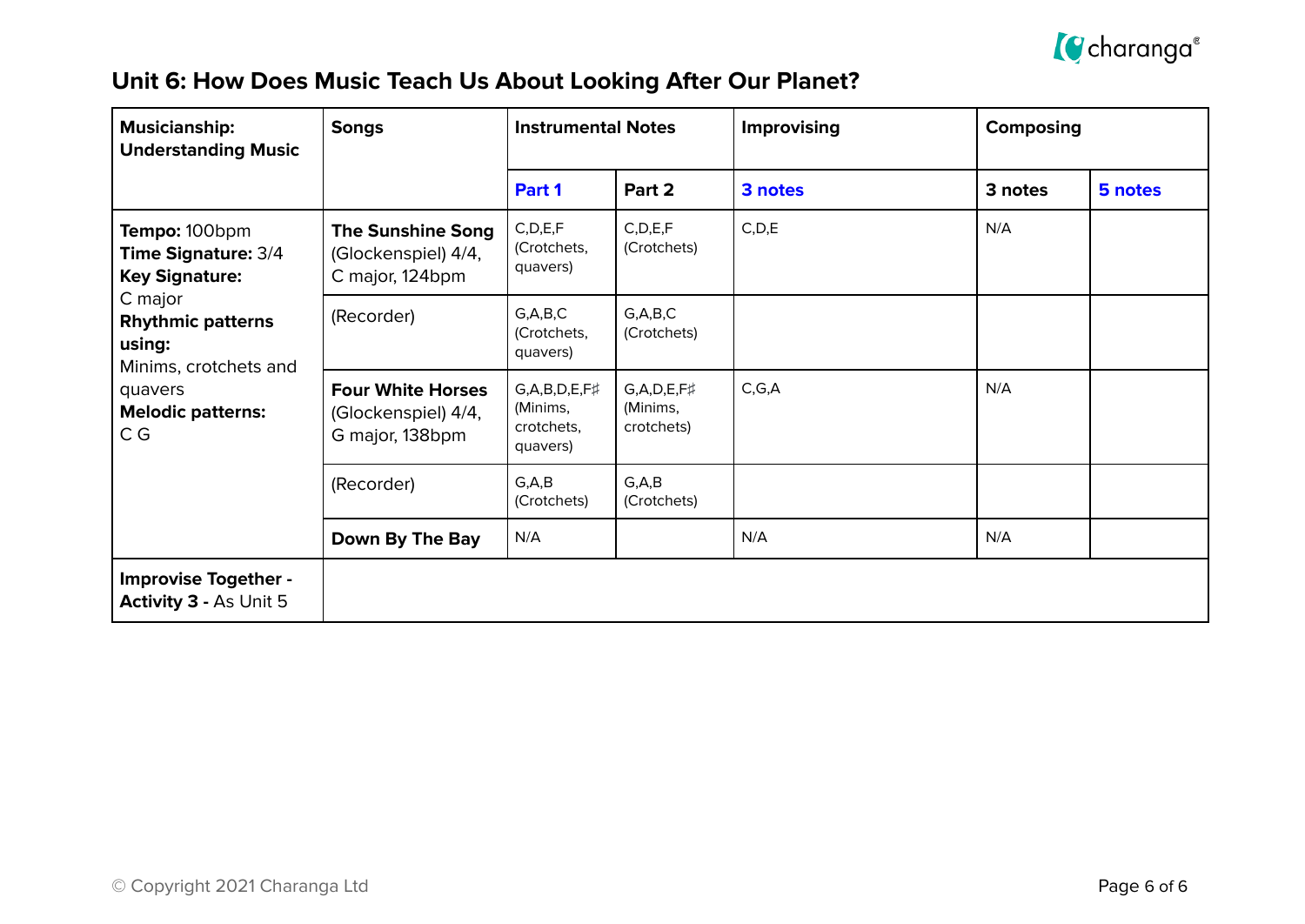## Unit 6: How Does Music Teach Us About Looking After Our Planet?

| Musicianship: Understanding Music | Songs | Instrumental Notes | | Improvising | Composing | |
|---|---|---|---|---|---|---|
| | | Part 1 | Part 2 | 3 notes | 3 notes | 5 notes |
| **Tempo:** 100bpm<br>**Time Signature:** 3/4<br>**Key Signature:** C major<br>**Rhythmic patterns using:** Minims, crotchets and quavers<br>**Melodic patterns:** C G | **The Sunshine Song** (Glockenspiel) 4/4, C major, 124bpm | C,D,E,F (Crotchets, quavers) | C,D,E,F (Crotchets) | C,D,E | N/A | |
| | (Recorder) | G,A,B,C (Crotchets, quavers) | G,A,B,C (Crotchets) | | | |
| | **Four White Horses** (Glockenspiel) 4/4, G major, 138bpm | G,A,B,D,E,F♯ (Minims, crotchets, quavers) | G,A,D,E,F♯ (Minims, crotchets) | C,G,A | N/A | |
| | (Recorder) | G,A,B (Crotchets) | G,A,B (Crotchets) | | | |
| | **Down By The Bay** | N/A | | N/A | N/A | |
| **Improvise Together - Activity 3 -** As Unit 5 | | | | | | |

© Copyright 2021 Charanga Ltd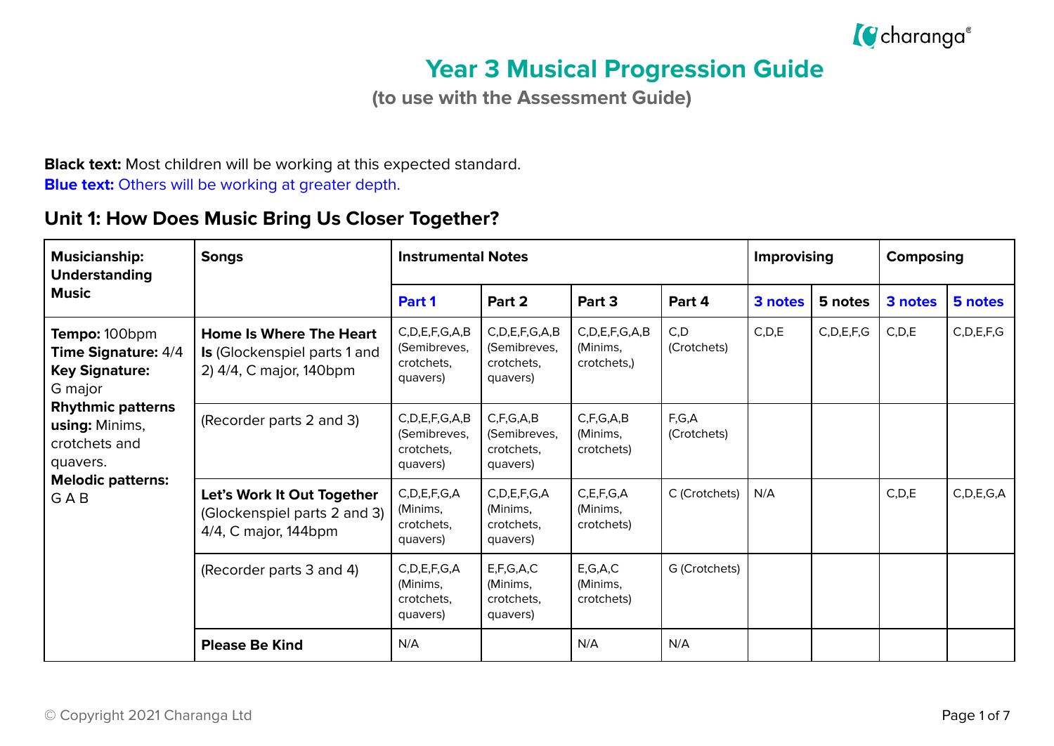# Year 3 Musical Progression Guide

**(to use with the Assessment Guide)**

**Black text:** Most children will be working at this expected standard.
**Blue text:** Others will be working at greater depth.

## Unit 1: How Does Music Bring Us Closer Together?

| Musicianship: Understanding Music | Songs | Instrumental Notes | | | | Improvising | | Composing | |
|---|---|---|---|---|---|---|---|---|---|
| | | Part 1 | Part 2 | Part 3 | Part 4 | 3 notes | 5 notes | 3 notes | 5 notes |
| **Tempo:** 100bpm **Time Signature:** 4/4 **Key Signature:** G major **Rhythmic patterns using:** Minims, crotchets and quavers. **Melodic patterns:** G A B | **Home Is Where The Heart Is** (Glockenspiel parts 1 and 2) 4/4, C major, 140bpm | C,D,E,F,G,A,B (Semibreves, crotchets, quavers) | C,D,E,F,G,A,B (Semibreves, crotchets, quavers) | C,D,E,F,G,A,B (Minims, crotchets,) | C,D (Crotchets) | C,D,E | C,D,E,F,G | C,D,E | C,D,E,F,G |
| | (Recorder parts 2 and 3) | C,D,E,F,G,A,B (Semibreves, crotchets, quavers) | C,F,G,A,B (Semibreves, crotchets, quavers) | C,F,G,A,B (Minims, crotchets) | F,G,A (Crotchets) | | | | |
| | **Let's Work It Out Together** (Glockenspiel parts 2 and 3) 4/4, C major, 144bpm | C,D,E,F,G,A (Minims, crotchets, quavers) | C,D,E,F,G,A (Minims, crotchets, quavers) | C,E,F,G,A (Minims, crotchets) | C (Crotchets) | N/A | | C,D,E | C,D,E,G,A |
| | (Recorder parts 3 and 4) | C,D,E,F,G,A (Minims, crotchets, quavers) | E,F,G,A,C (Minims, crotchets, quavers) | E,G,A,C (Minims, crotchets) | G (Crotchets) | | | | |
| | **Please Be Kind** | N/A | | N/A | N/A | | | | |

© Copyright 2021 Charanga Ltd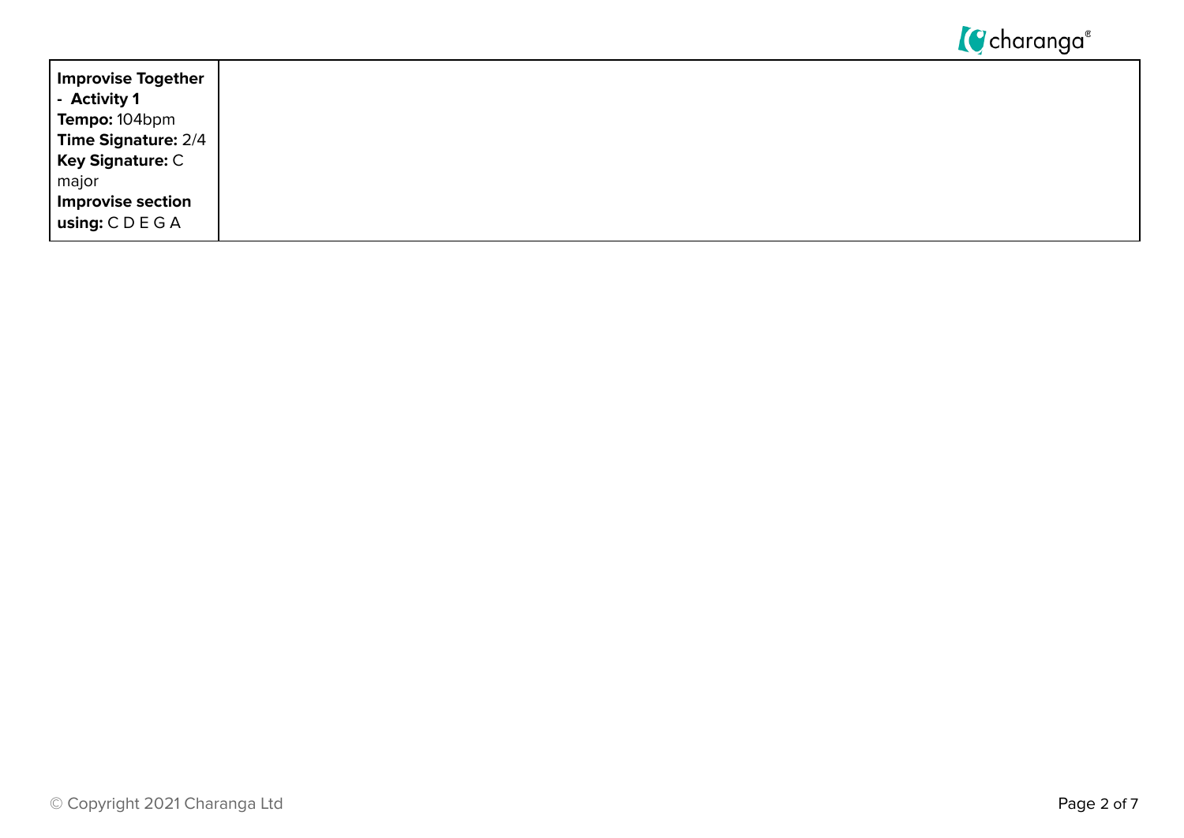| **Improvise Together - Activity 1**<br>**Tempo:** 104bpm<br>**Time Signature:** 2/4<br>**Key Signature:** C major<br>**Improvise section using:** C D E G A | |
|---|---|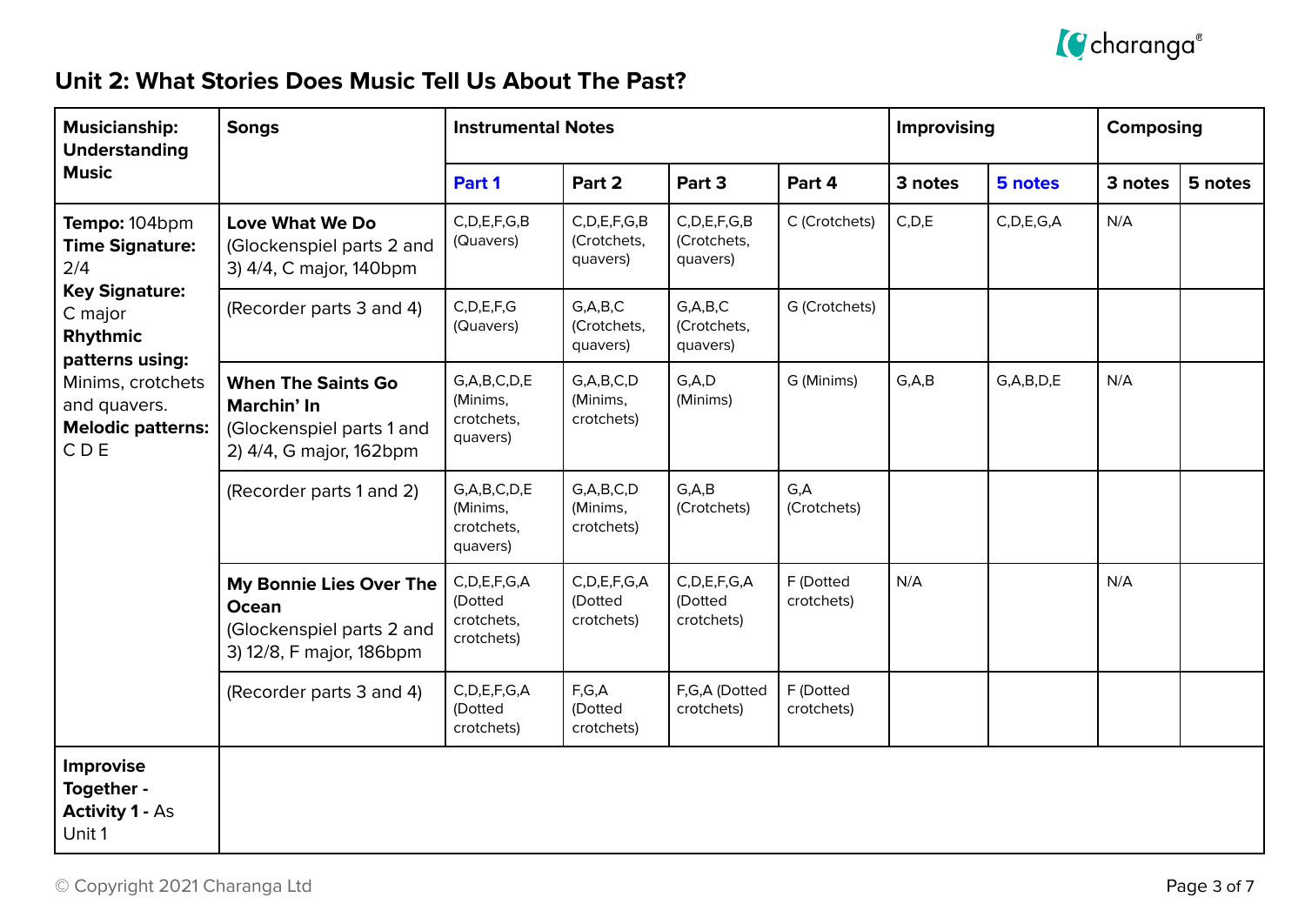## Unit 2: What Stories Does Music Tell Us About The Past?

| Musicianship: Understanding Music | Songs | Instrumental Notes | | | | Improvising | | Composing | |
|---|---|---|---|---|---|---|---|---|---|
| | | Part 1 | Part 2 | Part 3 | Part 4 | 3 notes | 5 notes | 3 notes | 5 notes |
| **Tempo:** 104bpm **Time Signature:** 2/4 **Key Signature:** C major **Rhythmic patterns using:** Minims, crotchets and quavers. **Melodic patterns:** C D E | **Love What We Do** (Glockenspiel parts 2 and 3) 4/4, C major, 140bpm | C,D,E,F,G,B (Quavers) | C,D,E,F,G,B (Crotchets, quavers) | C,D,E,F,G,B (Crotchets, quavers) | C (Crotchets) | C,D,E | C,D,E,G,A | N/A | |
| | (Recorder parts 3 and 4) | C,D,E,F,G (Quavers) | G,A,B,C (Crotchets, quavers) | G,A,B,C (Crotchets, quavers) | G (Crotchets) | | | | |
| | **When The Saints Go Marchin' In** (Glockenspiel parts 1 and 2) 4/4, G major, 162bpm | G,A,B,C,D,E (Minims, crotchets, quavers) | G,A,B,C,D (Minims, crotchets) | G,A,D (Minims) | G (Minims) | G,A,B | G,A,B,D,E | N/A | |
| | (Recorder parts 1 and 2) | G,A,B,C,D,E (Minims, crotchets, quavers) | G,A,B,C,D (Minims, crotchets) | G,A,B (Crotchets) | G,A (Crotchets) | | | | |
| | **My Bonnie Lies Over The Ocean** (Glockenspiel parts 2 and 3) 12/8, F major, 186bpm | C,D,E,F,G,A (Dotted crotchets, crotchets) | C,D,E,F,G,A (Dotted crotchets) | C,D,E,F,G,A (Dotted crotchets) | F (Dotted crotchets) | N/A | | N/A | |
| | (Recorder parts 3 and 4) | C,D,E,F,G,A (Dotted crotchets) | F,G,A (Dotted crotchets) | F,G,A (Dotted crotchets) | F (Dotted crotchets) | | | | |
| **Improvise Together - Activity 1 -** As Unit 1 | | | | | | | | | |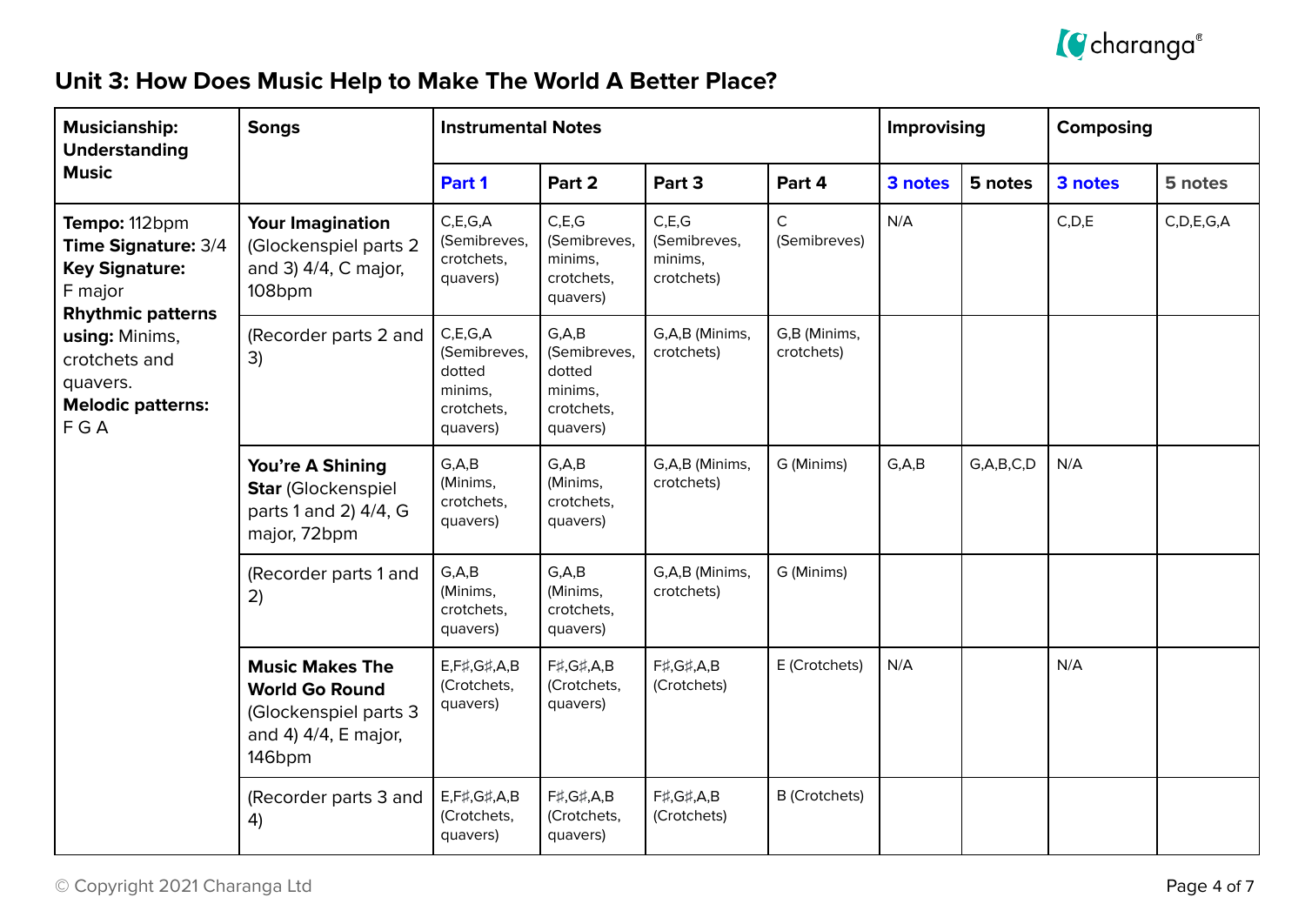## Unit 3: How Does Music Help to Make The World A Better Place?

| Musicianship: Understanding Music | Songs | Instrumental Notes | | | | Improvising | | Composing | |
|---|---|---|---|---|---|---|---|---|---|
| | | Part 1 | Part 2 | Part 3 | Part 4 | 3 notes | 5 notes | 3 notes | 5 notes |
| **Tempo:** 112bpm **Time Signature:** 3/4 **Key Signature:** F major **Rhythmic patterns using:** Minims, crotchets and quavers. **Melodic patterns:** F G A | **Your Imagination** (Glockenspiel parts 2 and 3) 4/4, C major, 108bpm | C,E,G,A (Semibreves, crotchets, quavers) | C,E,G (Semibreves, minims, crotchets, quavers) | C,E,G (Semibreves, minims, crotchets) | C (Semibreves) | N/A | | C,D,E | C,D,E,G,A |
| | (Recorder parts 2 and 3) | C,E,G,A (Semibreves, dotted minims, crotchets, quavers) | G,A,B (Semibreves, dotted minims, crotchets, quavers) | G,A,B (Minims, crotchets) | G,B (Minims, crotchets) | | | | |
| | **You're A Shining Star** (Glockenspiel parts 1 and 2) 4/4, G major, 72bpm | G,A,B (Minims, crotchets, quavers) | G,A,B (Minims, crotchets, quavers) | G,A,B (Minims, crotchets) | G (Minims) | G,A,B | G,A,B,C,D | N/A | |
| | (Recorder parts 1 and 2) | G,A,B (Minims, crotchets, quavers) | G,A,B (Minims, crotchets, quavers) | G,A,B (Minims, crotchets) | G (Minims) | | | | |
| | **Music Makes The World Go Round** (Glockenspiel parts 3 and 4) 4/4, E major, 146bpm | E,F♯,G♯,A,B (Crotchets, quavers) | F♯,G♯,A,B (Crotchets, quavers) | F♯,G♯,A,B (Crotchets) | E (Crotchets) | N/A | | N/A | |
| | (Recorder parts 3 and 4) | E,F♯,G♯,A,B (Crotchets, quavers) | F♯,G♯,A,B (Crotchets, quavers) | F♯,G♯,A,B (Crotchets) | B (Crotchets) | | | | |

© Copyright 2021 Charanga Ltd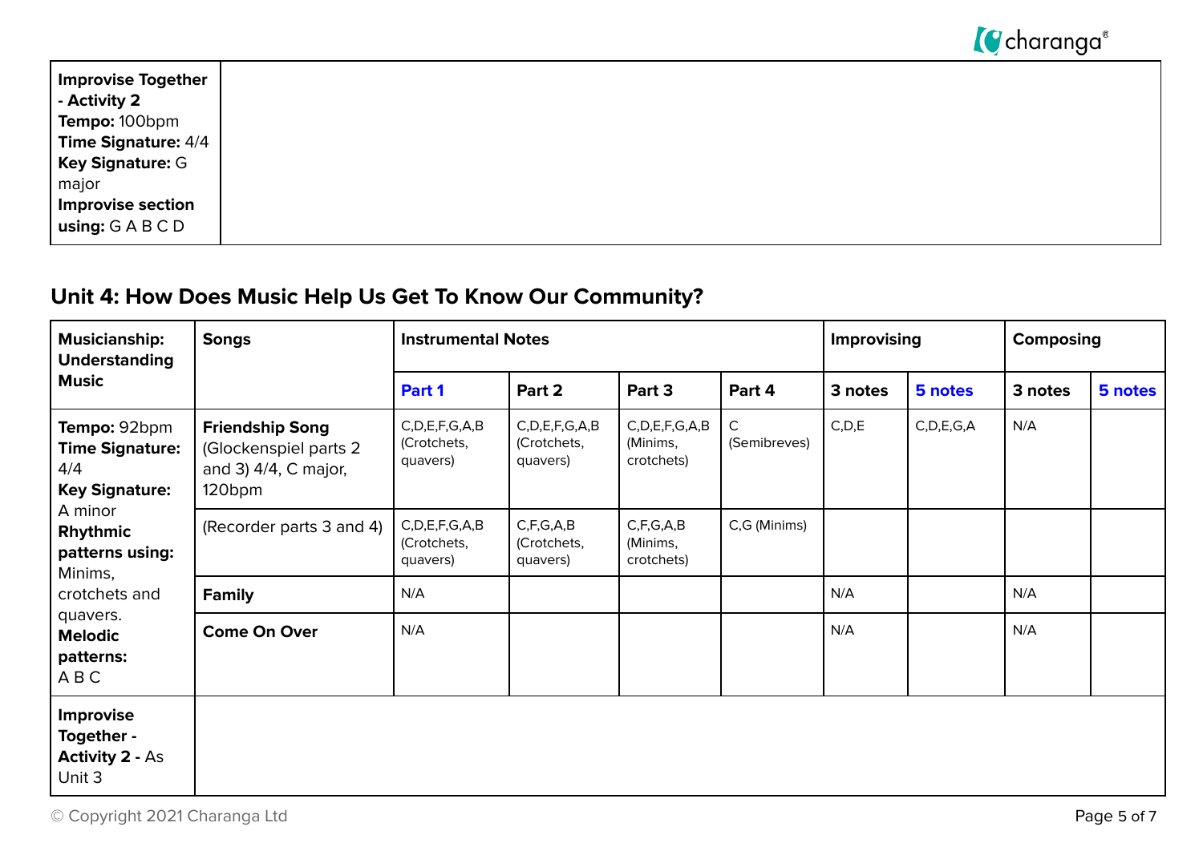| **Improvise Together - Activity 2** **Tempo:** 100bpm **Time Signature:** 4/4 **Key Signature:** G major **Improvise section using:** G A B C D | |
|---|---|

## Unit 4: How Does Music Help Us Get To Know Our Community?

| **Musicianship: Understanding Music** | **Songs** | **Instrumental Notes** | | | | **Improvising** | | **Composing** | |
|---|---|---|---|---|---|---|---|---|---|
| | | **Part 1** | **Part 2** | **Part 3** | **Part 4** | **3 notes** | **5 notes** | **3 notes** | **5 notes** |
| **Tempo:** 92bpm **Time Signature:** 4/4 **Key Signature:** A minor **Rhythmic patterns using:** Minims, crotchets and quavers. **Melodic patterns:** A B C | **Friendship Song** (Glockenspiel parts 2 and 3) 4/4, C major, 120bpm | C,D,E,F,G,A,B (Crotchets, quavers) | C,D,E,F,G,A,B (Crotchets, quavers) | C,D,E,F,G,A,B (Minims, crotchets) | C (Semibreves) | C,D,E | C,D,E,G,A | N/A | |
| | (Recorder parts 3 and 4) | C,D,E,F,G,A,B (Crotchets, quavers) | C,F,G,A,B (Crotchets, quavers) | C,F,G,A,B (Minims, crotchets) | C,G (Minims) | | | | |
| | **Family** | N/A | | | | N/A | | N/A | |
| | **Come On Over** | N/A | | | | N/A | | N/A | |
| **Improvise Together - Activity 2 -** As Unit 3 | | | | | | | | | |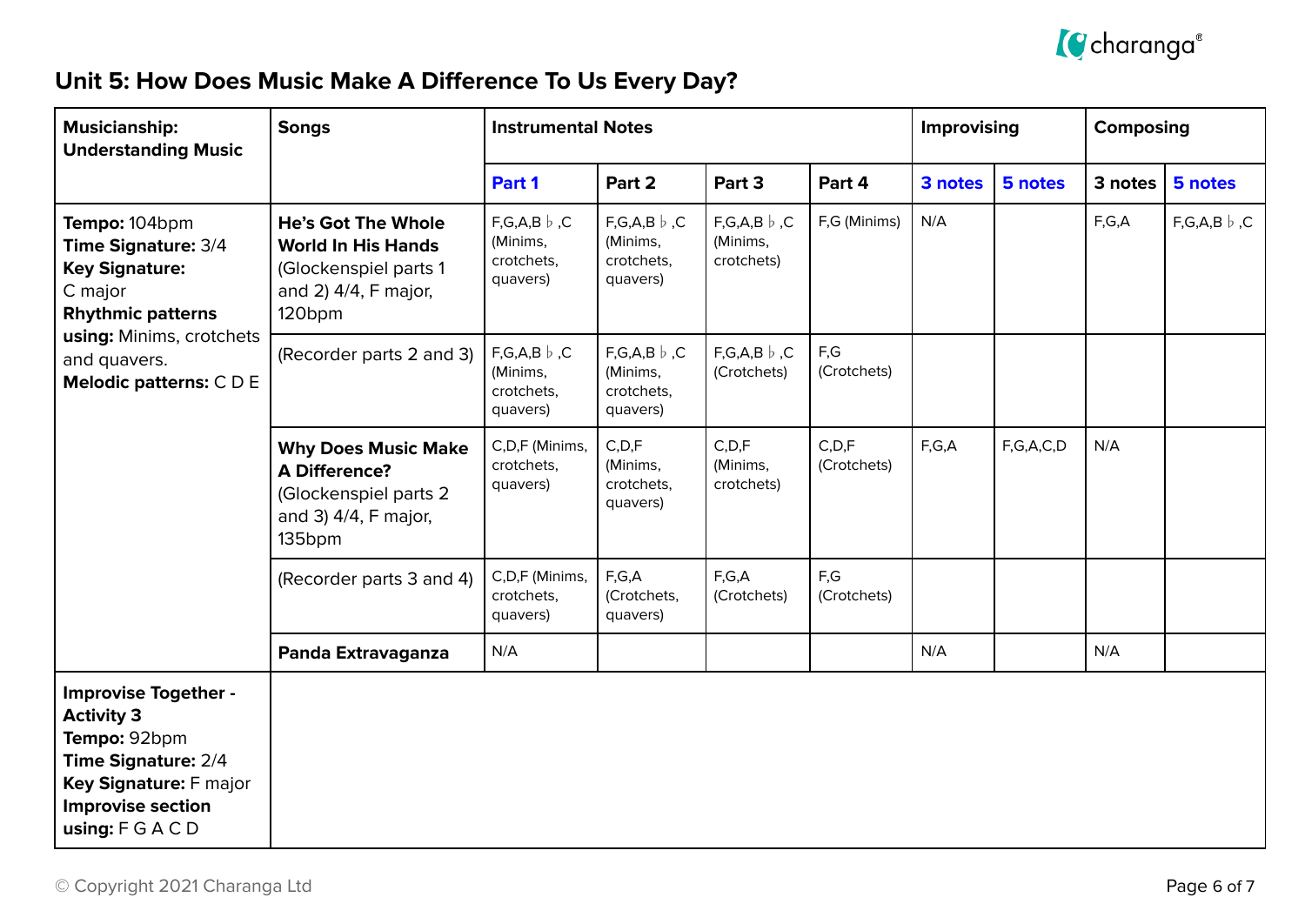## Unit 5: How Does Music Make A Difference To Us Every Day?

| Musicianship: Understanding Music | Songs | Instrumental Notes | | | | Improvising | | Composing | |
|---|---|---|---|---|---|---|---|---|---|
| | | Part 1 | Part 2 | Part 3 | Part 4 | 3 notes | 5 notes | 3 notes | 5 notes |
| **Tempo:** 104bpm **Time Signature:** 3/4 **Key Signature:** C major **Rhythmic patterns using:** Minims, crotchets and quavers. **Melodic patterns:** C D E | **He's Got The Whole World In His Hands** (Glockenspiel parts 1 and 2) 4/4, F major, 120bpm | F,G,A,B♭,C (Minims, crotchets, quavers) | F,G,A,B♭,C (Minims, crotchets, quavers) | F,G,A,B♭,C (Minims, crotchets) | F,G (Minims) | N/A | | F,G,A | F,G,A,B♭,C |
| | (Recorder parts 2 and 3) | F,G,A,B♭,C (Minims, crotchets, quavers) | F,G,A,B♭,C (Minims, crotchets, quavers) | F,G,A,B♭,C (Crotchets) | F,G (Crotchets) | | | | |
| | **Why Does Music Make A Difference?** (Glockenspiel parts 2 and 3) 4/4, F major, 135bpm | C,D,F (Minims, crotchets, quavers) | C,D,F (Minims, crotchets, quavers) | C,D,F (Minims, crotchets) | C,D,F (Crotchets) | F,G,A | F,G,A,C,D | N/A | |
| | (Recorder parts 3 and 4) | C,D,F (Minims, crotchets, quavers) | F,G,A (Crotchets, quavers) | F,G,A (Crotchets) | F,G (Crotchets) | | | | |
| | **Panda Extravaganza** | N/A | | | | N/A | | N/A | |
| **Improvise Together - Activity 3** **Tempo:** 92bpm **Time Signature:** 2/4 **Key Signature:** F major **Improvise section using:** F G A C D | | | | | | | | | |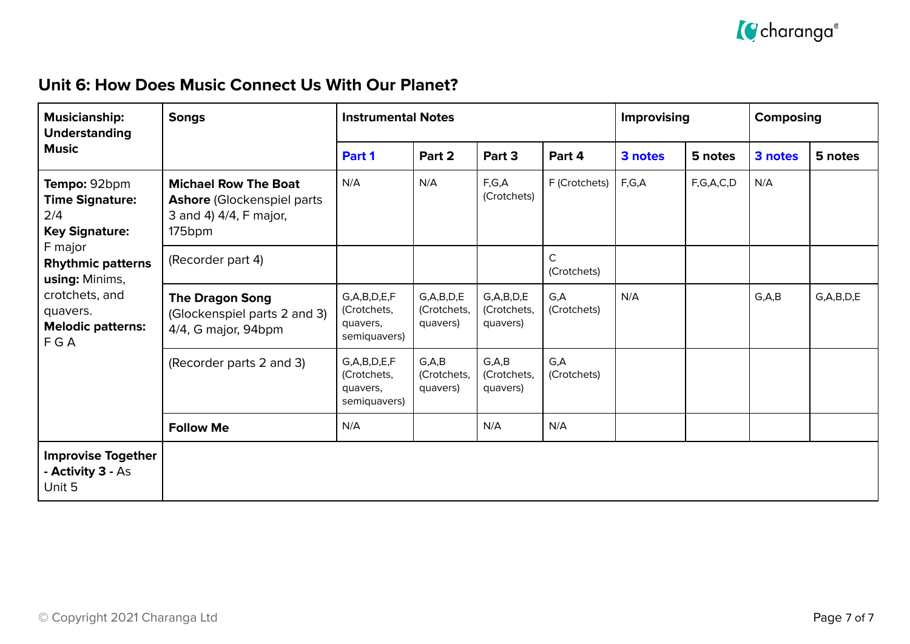## Unit 6: How Does Music Connect Us With Our Planet?

| Musicianship: Understanding Music | Songs | Instrumental Notes | | | | Improvising | | Composing | |
|---|---|---|---|---|---|---|---|---|---|
| | | Part 1 | Part 2 | Part 3 | Part 4 | 3 notes | 5 notes | 3 notes | 5 notes |
| **Tempo:** 92bpm **Time Signature:** 2/4 **Key Signature:** F major **Rhythmic patterns using:** Minims, crotchets, and quavers. **Melodic patterns:** F G A | **Michael Row The Boat Ashore** (Glockenspiel parts 3 and 4) 4/4, F major, 175bpm | N/A | N/A | F,G,A (Crotchets) | F (Crotchets) | F,G,A | F,G,A,C,D | N/A | |
| | (Recorder part 4) | | | | C (Crotchets) | | | | |
| | **The Dragon Song** (Glockenspiel parts 2 and 3) 4/4, G major, 94bpm | G,A,B,D,E,F (Crotchets, quavers, semiquavers) | G,A,B,D,E (Crotchets, quavers) | G,A,B,D,E (Crotchets, quavers) | G,A (Crotchets) | N/A | | G,A,B | G,A,B,D,E |
| | (Recorder parts 2 and 3) | G,A,B,D,E,F (Crotchets, quavers, semiquavers) | G,A,B (Crotchets, quavers) | G,A,B (Crotchets, quavers) | G,A (Crotchets) | | | | |
| | **Follow Me** | N/A | | N/A | N/A | | | | |
| **Improvise Together - Activity 3 -** As Unit 5 | | | | | | | | | |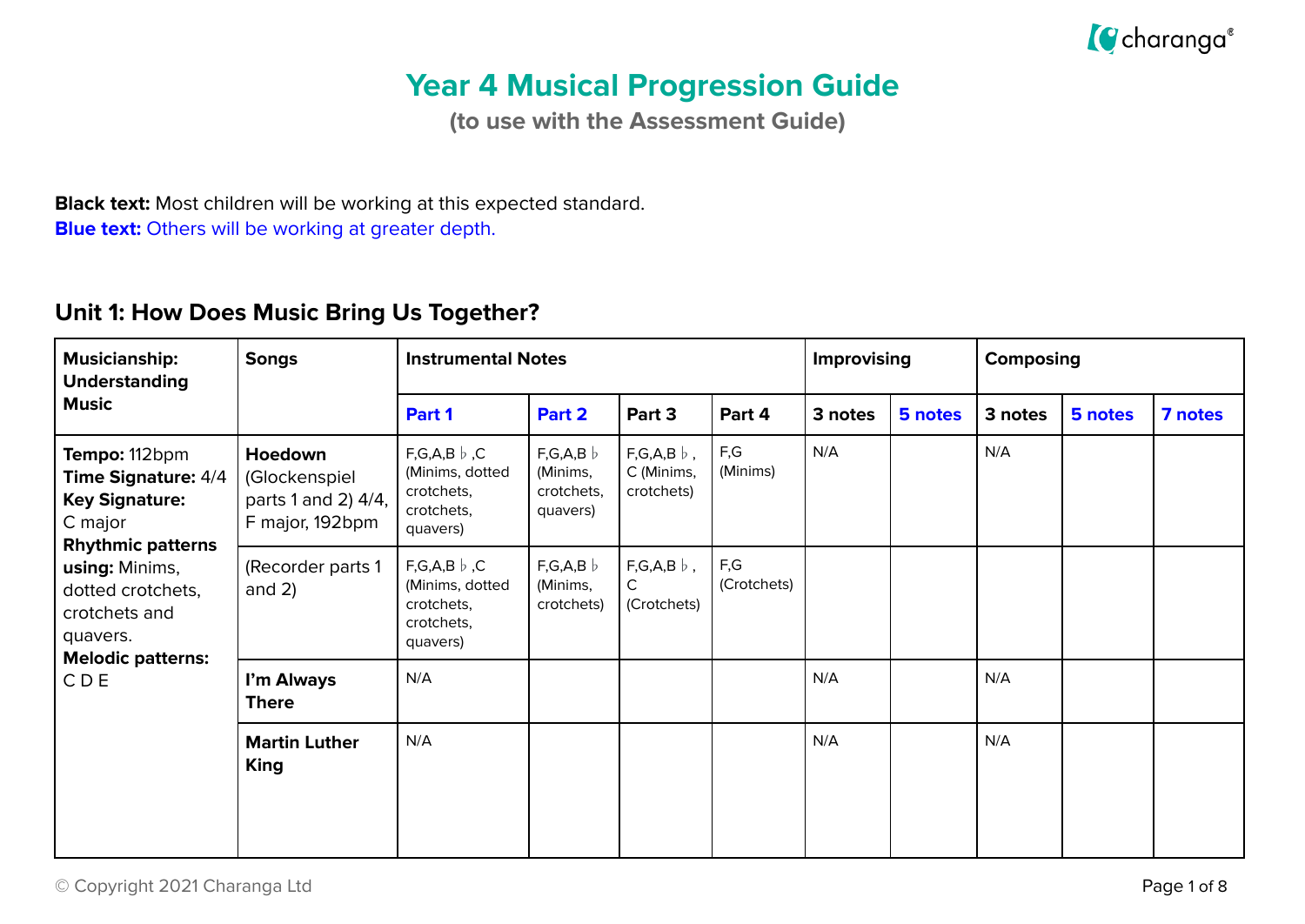# Year 4 Musical Progression Guide

**(to use with the Assessment Guide)**

**Black text:** Most children will be working at this expected standard.
**Blue text:** Others will be working at greater depth.

## Unit 1: How Does Music Bring Us Together?

| Musicianship: Understanding Music | Songs | Instrumental Notes | | | | Improvising | | Composing | | |
|---|---|---|---|---|---|---|---|---|---|---|
| | | Part 1 | Part 2 | Part 3 | Part 4 | 3 notes | 5 notes | 3 notes | 5 notes | 7 notes |
| **Tempo:** 112bpm **Time Signature:** 4/4 **Key Signature:** C major **Rhythmic patterns using:** Minims, dotted crotchets, crotchets and quavers. **Melodic patterns:** C D E | **Hoedown** (Glockenspiel parts 1 and 2) 4/4, F major, 192bpm | F,G,A,B♭,C (Minims, dotted crotchets, crotchets, quavers) | F,G,A,B♭ (Minims, crotchets, quavers) | F,G,A,B♭, C (Minims, crotchets) | F,G (Minims) | N/A | | N/A | | |
| | (Recorder parts 1 and 2) | F,G,A,B♭,C (Minims, dotted crotchets, crotchets, quavers) | F,G,A,B♭ (Minims, crotchets) | F,G,A,B♭, C (Crotchets) | F,G (Crotchets) | | | | | |
| | **I'm Always There** | N/A | | | | N/A | | N/A | | |
| | **Martin Luther King** | N/A | | | | N/A | | N/A | | |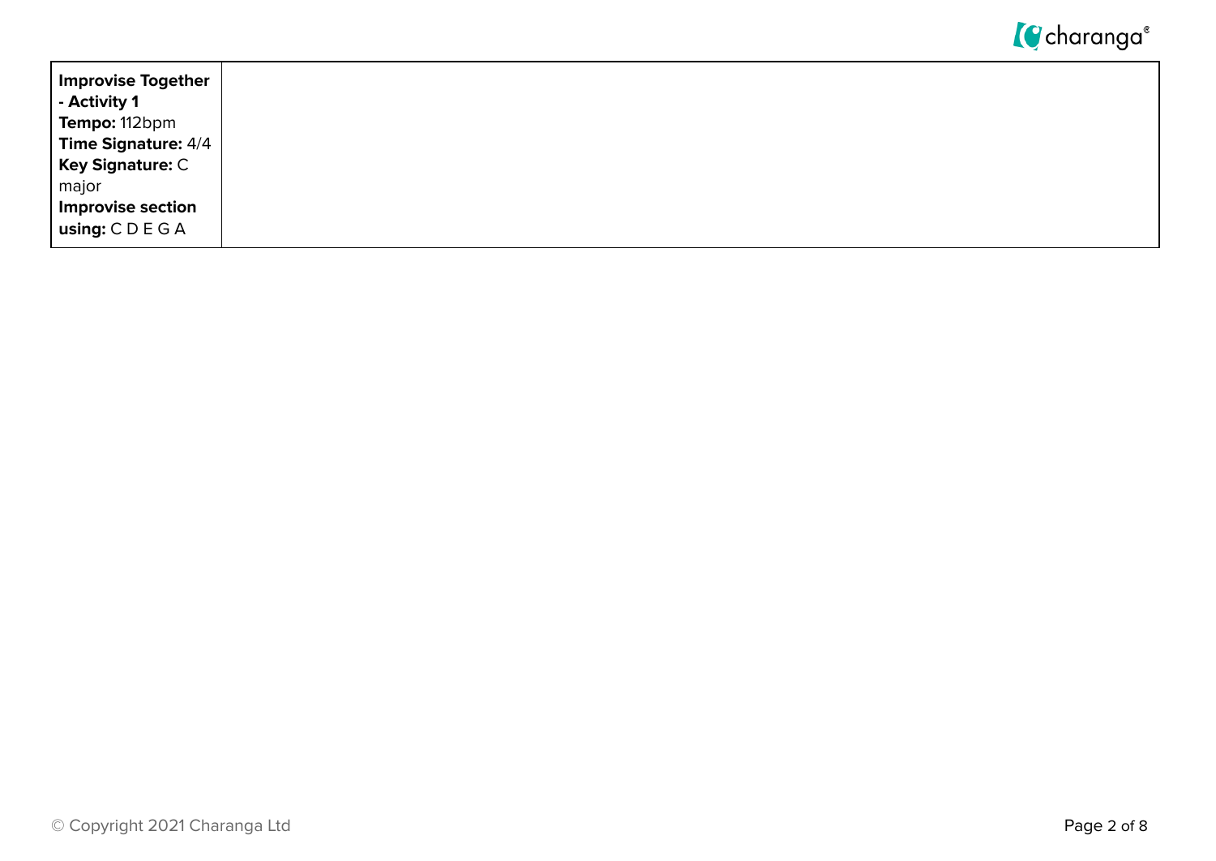| **Improvise Together - Activity 1**<br>**Tempo:** 112bpm<br>**Time Signature:** 4/4<br>**Key Signature:** C major<br>**Improvise section using:** C D E G A | |
|---|---|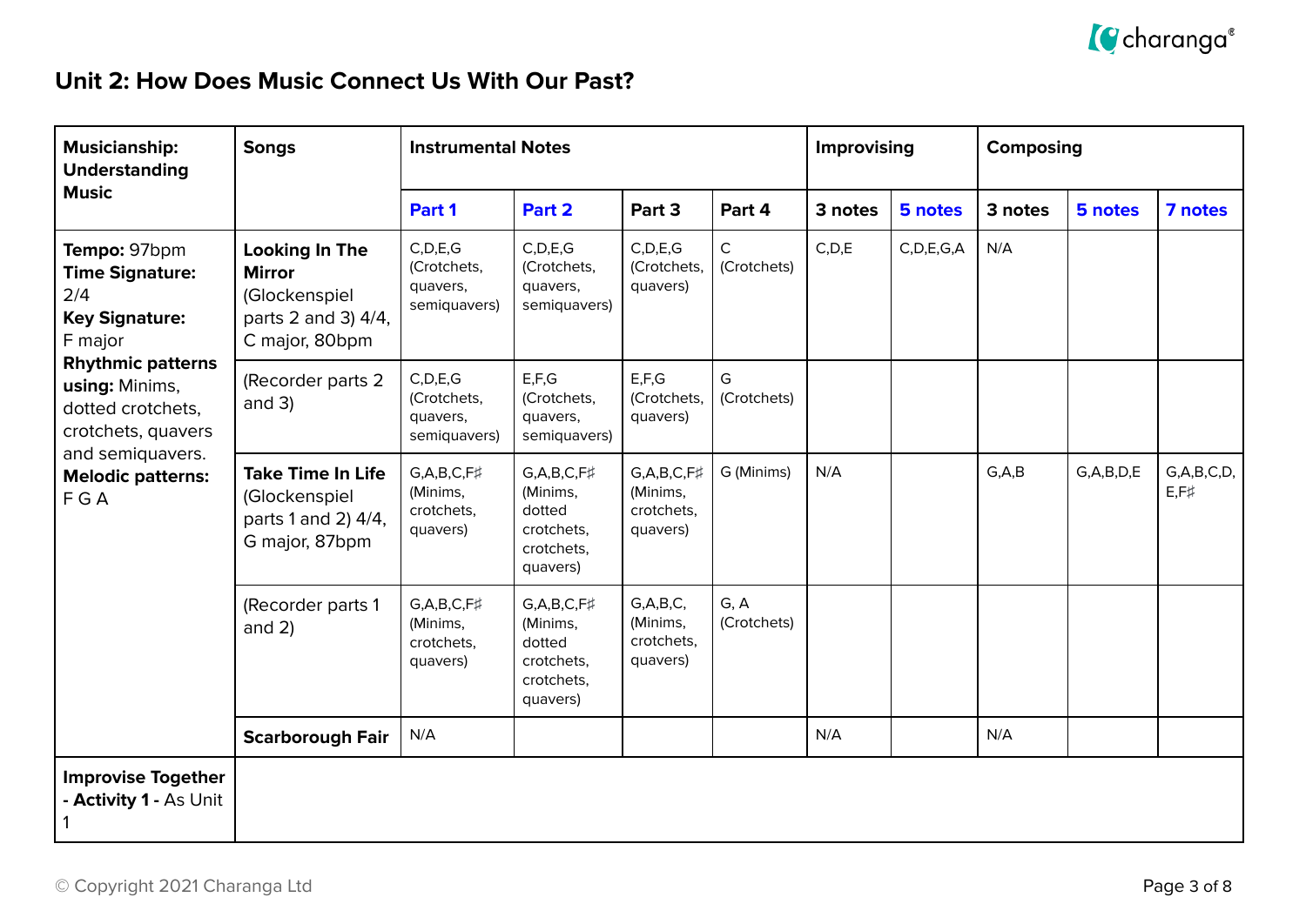## Unit 2: How Does Music Connect Us With Our Past?

| Musicianship: Understanding Music | Songs | Instrumental Notes | | | | Improvising | | Composing | | |
|---|---|---|---|---|---|---|---|---|---|---|
| | | Part 1 | Part 2 | Part 3 | Part 4 | 3 notes | 5 notes | 3 notes | 5 notes | 7 notes |
| **Tempo:** 97bpm **Time Signature:** 2/4 **Key Signature:** F major **Rhythmic patterns using:** Minims, dotted crotchets, crotchets, quavers and semiquavers. **Melodic patterns:** F G A | **Looking In The Mirror** (Glockenspiel parts 2 and 3) 4/4, C major, 80bpm | C,D,E,G (Crotchets, quavers, semiquavers) | C,D,E,G (Crotchets, quavers, semiquavers) | C,D,E,G (Crotchets, quavers) | C (Crotchets) | C,D,E | C,D,E,G,A | N/A | | |
| | (Recorder parts 2 and 3) | C,D,E,G (Crotchets, quavers, semiquavers) | E,F,G (Crotchets, quavers, semiquavers) | E,F,G (Crotchets, quavers) | G (Crotchets) | | | | | |
| | **Take Time In Life** (Glockenspiel parts 1 and 2) 4/4, G major, 87bpm | G,A,B,C,F♯ (Minims, crotchets, quavers) | G,A,B,C,F♯ (Minims, dotted crotchets, crotchets, quavers) | G,A,B,C,F♯ (Minims, crotchets, quavers) | G (Minims) | N/A | | G,A,B | G,A,B,D,E | G,A,B,C,D, E,F♯ |
| | (Recorder parts 1 and 2) | G,A,B,C,F♯ (Minims, crotchets, quavers) | G,A,B,C,F♯ (Minims, dotted crotchets, crotchets, quavers) | G,A,B,C, (Minims, crotchets, quavers) | G, A (Crotchets) | | | | | |
| | **Scarborough Fair** | N/A | | | | N/A | | N/A | | |
| **Improvise Together - Activity 1 -** As Unit 1 | | | | | | | | | | |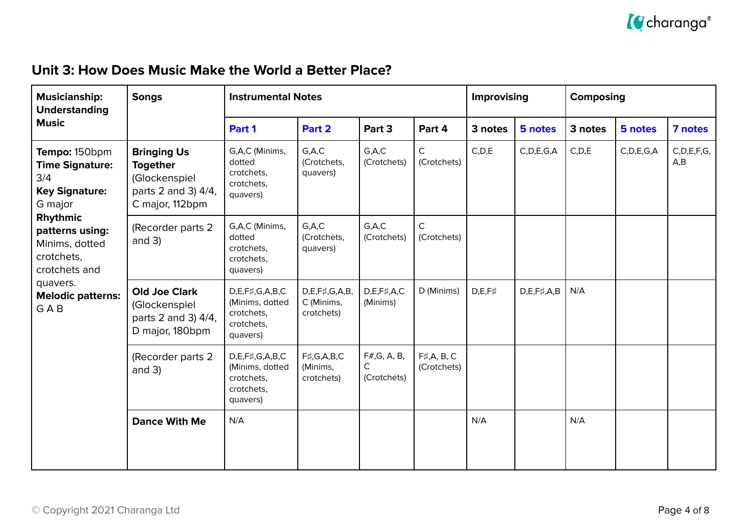## Unit 3: How Does Music Make the World a Better Place?

| Musicianship: Understanding Music | Songs | Instrumental Notes | | | | Improvising | | Composing | | |
|---|---|---|---|---|---|---|---|---|---|---|
| | | Part 1 | Part 2 | Part 3 | Part 4 | 3 notes | 5 notes | 3 notes | 5 notes | 7 notes |
| **Tempo:** 150bpm **Time Signature:** 3/4 **Key Signature:** G major **Rhythmic patterns using:** Minims, dotted crotchets, crotchets and quavers. **Melodic patterns:** G A B | **Bringing Us Together** (Glockenspiel parts 2 and 3) 4/4, C major, 112bpm | G,A,C (Minims, dotted crotchets, crotchets, quavers) | G,A,C (Crotchets, quavers) | G,A,C (Crotchets) | C (Crotchets) | C,D,E | C,D,E,G,A | C,D,E | C,D,E,G,A | C,D,E,F,G, A,B |
| | (Recorder parts 2 and 3) | G,A,C (Minims, dotted crotchets, crotchets, quavers) | G,A,C (Crotchets, quavers) | G,A,C (Crotchets) | C (Crotchets) | | | | | |
| | **Old Joe Clark** (Glockenspiel parts 2 and 3) 4/4, D major, 180bpm | D,E,F♯,G,A,B,C (Minims, dotted crotchets, crotchets, quavers) | D,E,F♯,G,A,B, C (Minims, crotchets) | D,E,F♯,A,C (Minims) | D (Minims) | D,E,F♯ | D,E,F♯,A,B | N/A | | |
| | (Recorder parts 2 and 3) | D,E,F♯,G,A,B,C (Minims, dotted crotchets, crotchets, quavers) | F♯,G,A,B,C (Minims, crotchets) | F#,G, A, B, C (Crotchets) | F♯,A, B, C (Crotchets) | | | | | |
| | **Dance With Me** | N/A | | | | N/A | | N/A | | |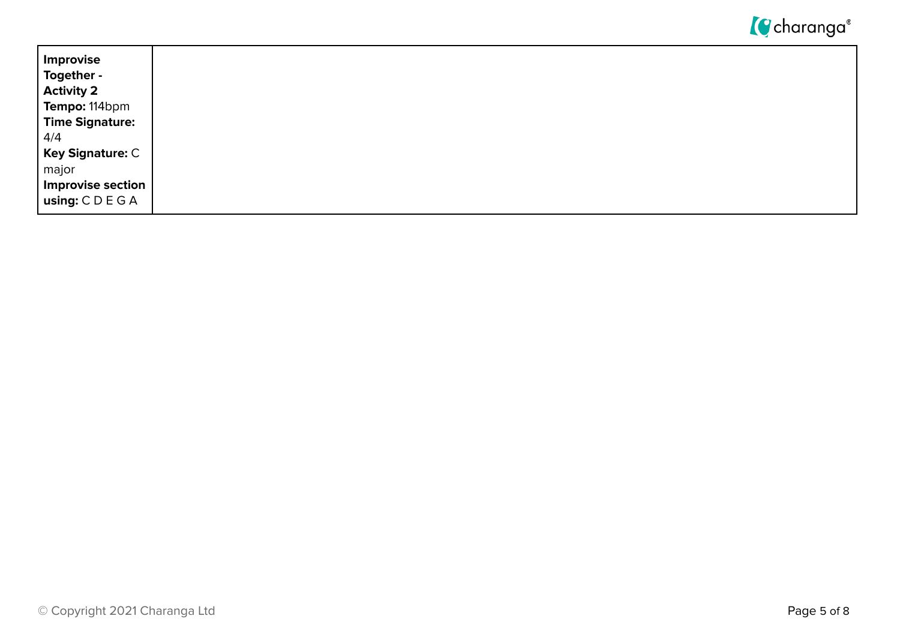| **Improvise Together - Activity 2**<br>**Tempo:** 114bpm<br>**Time Signature:** 4/4<br>**Key Signature:** C major<br>**Improvise section using:** C D E G A | |
|---|---|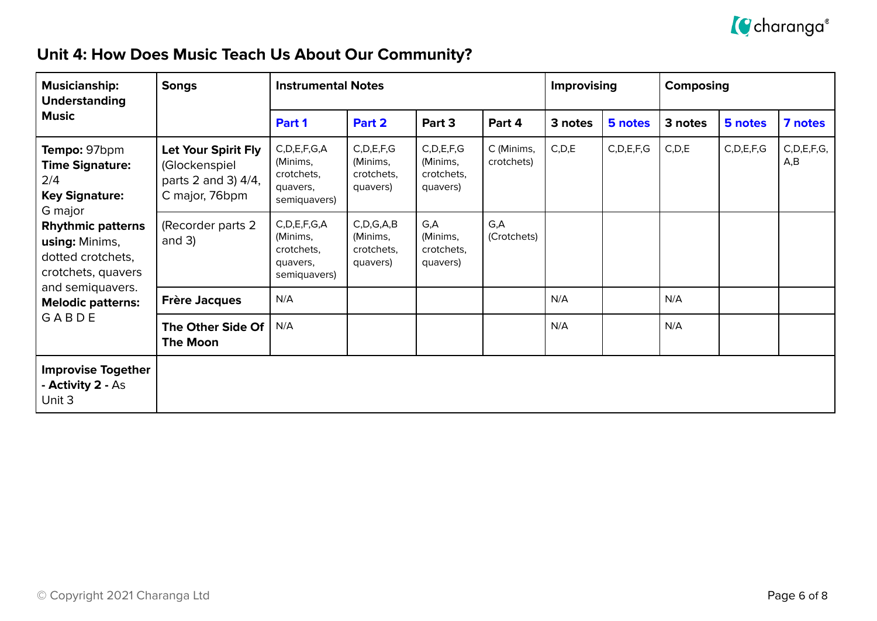## Unit 4: How Does Music Teach Us About Our Community?

| Musicianship: Understanding Music | Songs | Instrumental Notes | | | | Improvising | | Composing | | |
|---|---|---|---|---|---|---|---|---|---|---|
| | | **Part 1** | **Part 2** | **Part 3** | **Part 4** | **3 notes** | **5 notes** | **3 notes** | **5 notes** | **7 notes** |
| **Tempo:** 97bpm<br>**Time Signature:** 2/4<br>**Key Signature:** G major<br>**Rhythmic patterns using:** Minims, dotted crotchets, crotchets, quavers and semiquavers.<br>**Melodic patterns:** G A B D E | **Let Your Spirit Fly** (Glockenspiel parts 2 and 3) 4/4, C major, 76bpm | C,D,E,F,G,A (Minims, crotchets, quavers, semiquavers) | C,D,E,F,G (Minims, crotchets, quavers) | C,D,E,F,G (Minims, crotchets, quavers) | C (Minims, crotchets) | C,D,E | C,D,E,F,G | C,D,E | C,D,E,F,G | C,D,E,F,G, A,B |
| | (Recorder parts 2 and 3) | C,D,E,F,G,A (Minims, crotchets, quavers, semiquavers) | C,D,G,A,B (Minims, crotchets, quavers) | G,A (Minims, crotchets, quavers) | G,A (Crotchets) | | | | | |
| | **Frère Jacques** | N/A | | | | N/A | | N/A | | |
| | **The Other Side Of The Moon** | N/A | | | | N/A | | N/A | | |
| **Improvise Together - Activity 2 -** As Unit 3 | | | | | | | | | | |

© Copyright 2021 Charanga Ltd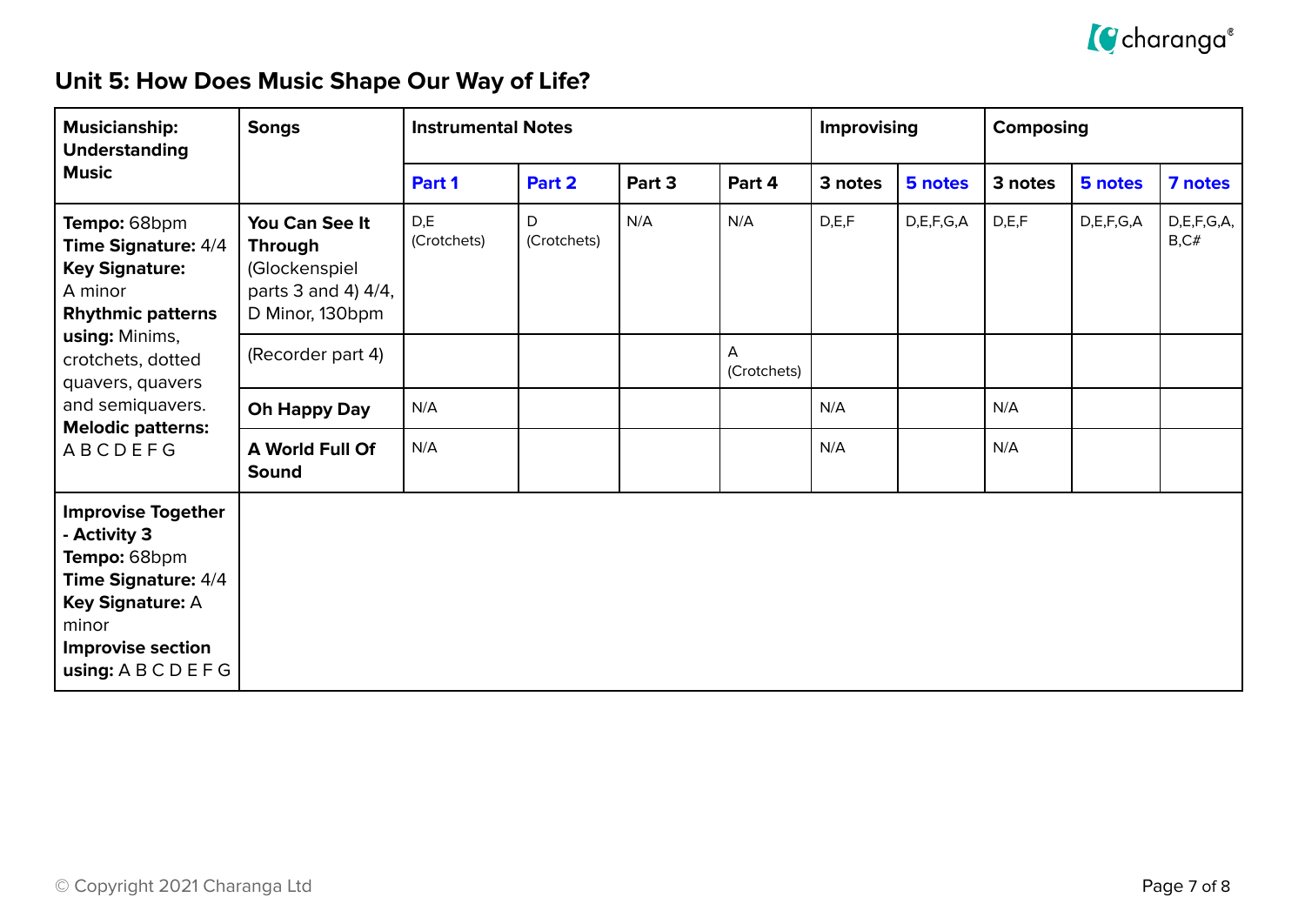## Unit 5: How Does Music Shape Our Way of Life?

| Musicianship: Understanding Music | Songs | Instrumental Notes | | | | Improvising | | Composing | | |
|---|---|---|---|---|---|---|---|---|---|---|
| | | **Part 1** | **Part 2** | Part 3 | Part 4 | 3 notes | **5 notes** | 3 notes | **5 notes** | **7 notes** |
| **Tempo:** 68bpm **Time Signature:** 4/4 **Key Signature:** A minor **Rhythmic patterns using:** Minims, crotchets, dotted quavers, quavers and semiquavers. **Melodic patterns:** A B C D E F G | **You Can See It Through** (Glockenspiel parts 3 and 4) 4/4, D Minor, 130bpm | D,E (Crotchets) | D (Crotchets) | N/A | N/A | D,E,F | D,E,F,G,A | D,E,F | D,E,F,G,A | D,E,F,G,A, B,C# |
| | (Recorder part 4) | | | | A (Crotchets) | | | | | |
| | **Oh Happy Day** | N/A | | | | N/A | | N/A | | |
| | **A World Full Of Sound** | N/A | | | | N/A | | N/A | | |
| **Improvise Together - Activity 3** **Tempo:** 68bpm **Time Signature:** 4/4 **Key Signature:** A minor **Improvise section using:** A B C D E F G | | | | | | | | | | |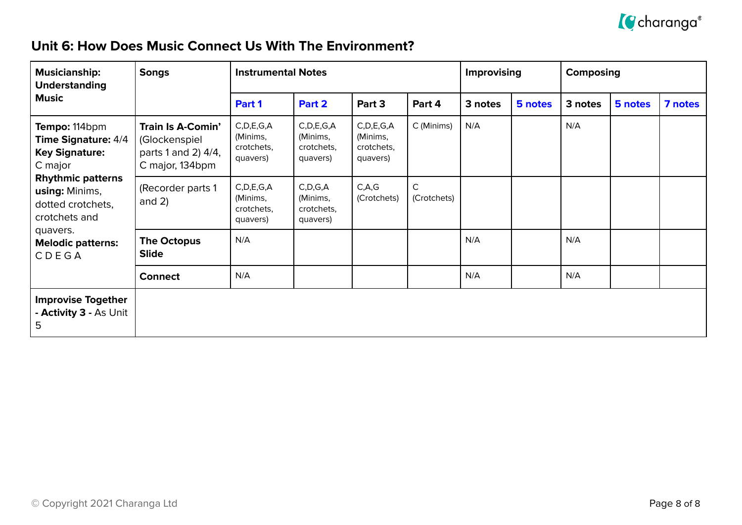## Unit 6: How Does Music Connect Us With The Environment?

| Musicianship: Understanding Music | Songs | Instrumental Notes | | | | Improvising | | Composing | | |
|---|---|---|---|---|---|---|---|---|---|---|
| | | Part 1 | Part 2 | Part 3 | Part 4 | 3 notes | 5 notes | 3 notes | 5 notes | 7 notes |
| **Tempo:** 114bpm **Time Signature:** 4/4 **Key Signature:** C major **Rhythmic patterns using:** Minims, dotted crotchets, crotchets and quavers. **Melodic patterns:** C D E G A | **Train Is A-Comin'** (Glockenspiel parts 1 and 2) 4/4, C major, 134bpm | C,D,E,G,A (Minims, crotchets, quavers) | C,D,E,G,A (Minims, crotchets, quavers) | C,D,E,G,A (Minims, crotchets, quavers) | C (Minims) | N/A | | N/A | | |
| | (Recorder parts 1 and 2) | C,D,E,G,A (Minims, crotchets, quavers) | C,D,G,A (Minims, crotchets, quavers) | C,A,G (Crotchets) | C (Crotchets) | | | | | |
| | **The Octopus Slide** | N/A | | | | N/A | | N/A | | |
| | **Connect** | N/A | | | | N/A | | N/A | | |
| **Improvise Together - Activity 3 -** As Unit 5 | | | | | | | | | | |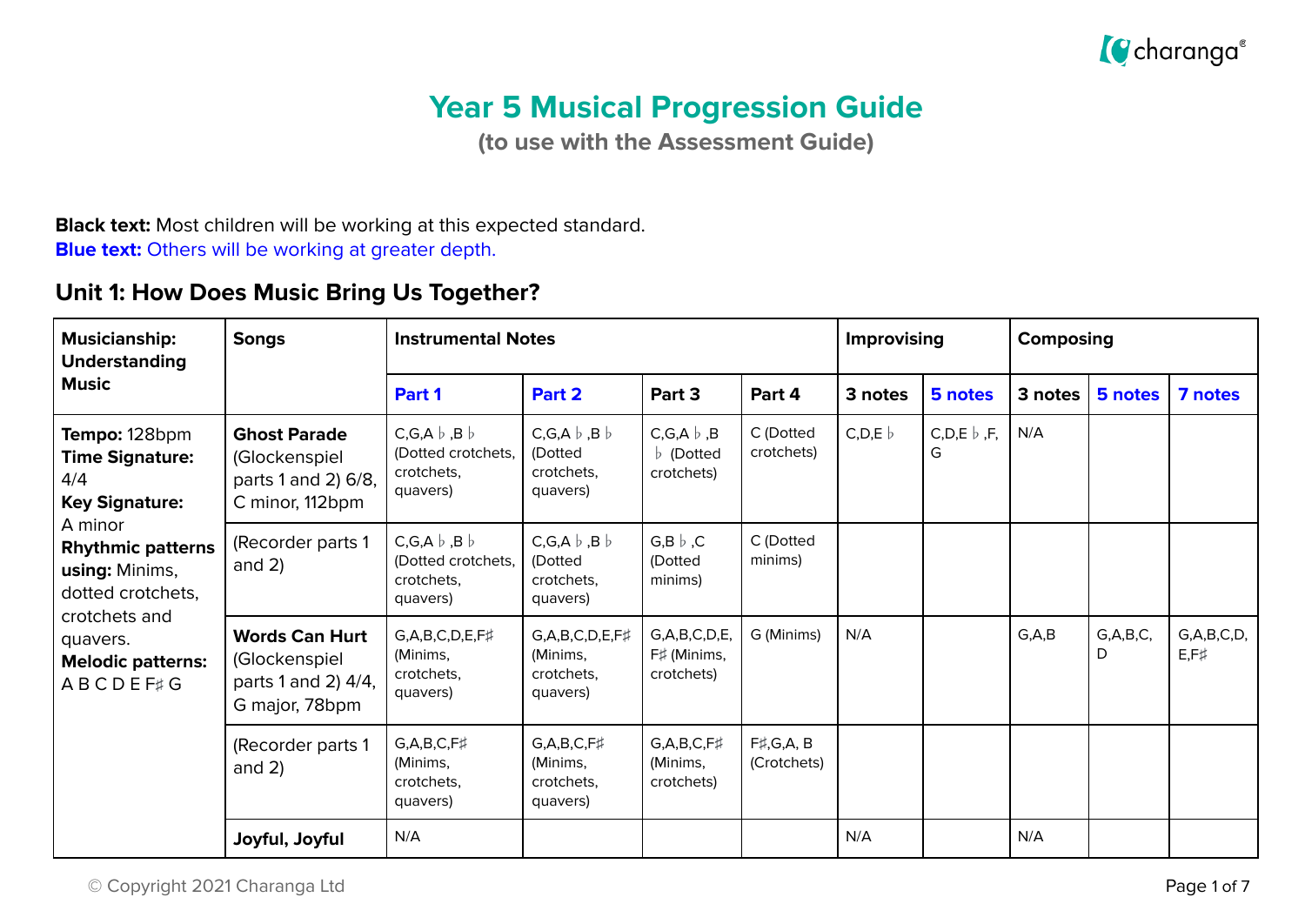# Year 5 Musical Progression Guide

**(to use with the Assessment Guide)**

**Black text:** Most children will be working at this expected standard.
**Blue text:** Others will be working at greater depth.

## Unit 1: How Does Music Bring Us Together?

| Musicianship: Understanding Music | Songs | Instrumental Notes | | | | Improvising | | Composing | | |
|---|---|---|---|---|---|---|---|---|---|---|
| | | Part 1 | Part 2 | Part 3 | Part 4 | 3 notes | 5 notes | 3 notes | 5 notes | 7 notes |
| **Tempo:** 128bpm **Time Signature:** 4/4 **Key Signature:** A minor **Rhythmic patterns using:** Minims, dotted crotchets, crotchets and quavers. **Melodic patterns:** A B C D E F♯ G | **Ghost Parade** (Glockenspiel parts 1 and 2) 6/8, C minor, 112bpm | C,G,A♭,B♭ (Dotted crotchets, crotchets, quavers) | C,G,A♭,B♭ (Dotted crotchets, crotchets, quavers) | C,G,A♭,B♭ (Dotted crotchets) | C (Dotted crotchets) | C,D,E♭ | C,D,E♭,F, G | N/A | | |
| | (Recorder parts 1 and 2) | C,G,A♭,B♭ (Dotted crotchets, crotchets, quavers) | C,G,A♭,B♭ (Dotted crotchets, crotchets, quavers) | G,B♭,C (Dotted minims) | C (Dotted minims) | | | | | |
| | **Words Can Hurt** (Glockenspiel parts 1 and 2) 4/4, G major, 78bpm | G,A,B,C,D,E,F♯ (Minims, crotchets, quavers) | G,A,B,C,D,E,F♯ (Minims, crotchets, quavers) | G,A,B,C,D,E, F♯ (Minims, crotchets) | G (Minims) | N/A | | G,A,B | G,A,B,C, D | G,A,B,C,D, E,F♯ |
| | (Recorder parts 1 and 2) | G,A,B,C,F♯ (Minims, crotchets, quavers) | G,A,B,C,F♯ (Minims, crotchets, quavers) | G,A,B,C,F♯ (Minims, crotchets) | F♯,G,A, B (Crotchets) | | | | | |
| | **Joyful, Joyful** | N/A | | | | N/A | | N/A | | |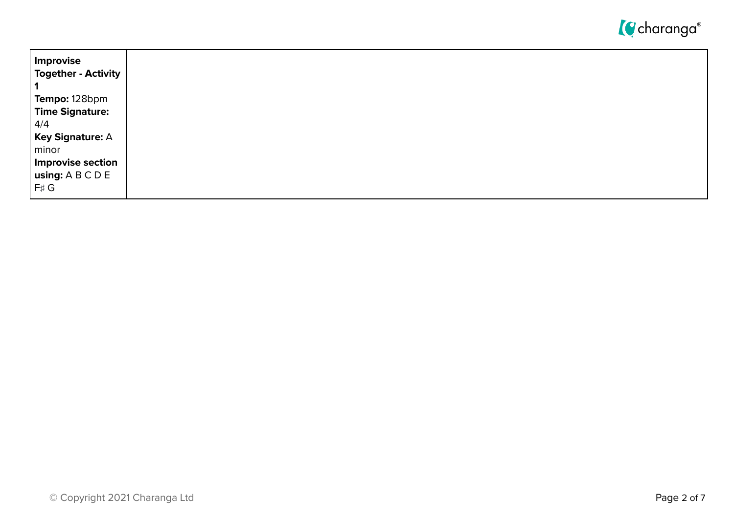| **Improvise Together - Activity 1**<br>**Tempo:** 128bpm<br>**Time Signature:** 4/4<br>**Key Signature:** A minor<br>**Improvise section using:** A B C D E F♯ G | |
| --- | --- |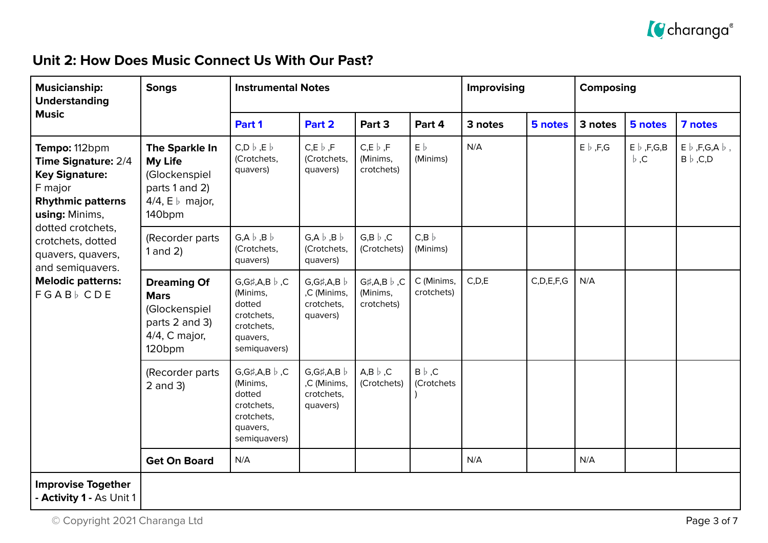## Unit 2: How Does Music Connect Us With Our Past?

| Musicianship: Understanding Music | Songs | Instrumental Notes | | | | Improvising | | Composing | | |
|---|---|---|---|---|---|---|---|---|---|---|
| | | Part 1 | Part 2 | Part 3 | Part 4 | 3 notes | 5 notes | 3 notes | 5 notes | 7 notes |
| **Tempo:** 112bpm **Time Signature:** 2/4 **Key Signature:** F major **Rhythmic patterns using:** Minims, dotted crotchets, crotchets, dotted quavers, quavers, and semiquavers. **Melodic patterns:** F G A B♭ C D E | **The Sparkle In My Life** (Glockenspiel parts 1 and 2) 4/4, E♭ major, 140bpm | C,D♭,E♭ (Crotchets, quavers) | C,E♭,F (Crotchets, quavers) | C,E♭,F (Minims, crotchets) | E♭ (Minims) | N/A | | E♭,F,G | E♭,F,G,B♭,C | E♭,F,G,A♭, B♭,C,D |
| | (Recorder parts 1 and 2) | G,A♭,B♭ (Crotchets, quavers) | G,A♭,B♭ (Crotchets, quavers) | G,B♭,C (Crotchets) | C,B♭ (Minims) | | | | | |
| | **Dreaming Of Mars** (Glockenspiel parts 2 and 3) 4/4, C major, 120bpm | G,G♯,A,B♭,C (Minims, dotted crotchets, crotchets, quavers, semiquavers) | G,G♯,A,B♭,C (Minims, crotchets, quavers) | G♯,A,B♭,C (Minims, crotchets) | C (Minims, crotchets) | C,D,E | C,D,E,F,G | N/A | | |
| | (Recorder parts 2 and 3) | G,G♯,A,B♭,C (Minims, dotted crotchets, crotchets, quavers, semiquavers) | G,G♯,A,B♭,C (Minims, crotchets, quavers) | A,B♭,C (Crotchets) | B♭,C (Crotchets) | | | | | |
| | **Get On Board** | N/A | | | | N/A | | N/A | | |
| **Improvise Together - Activity 1 -** As Unit 1 | | | | | | | | | | |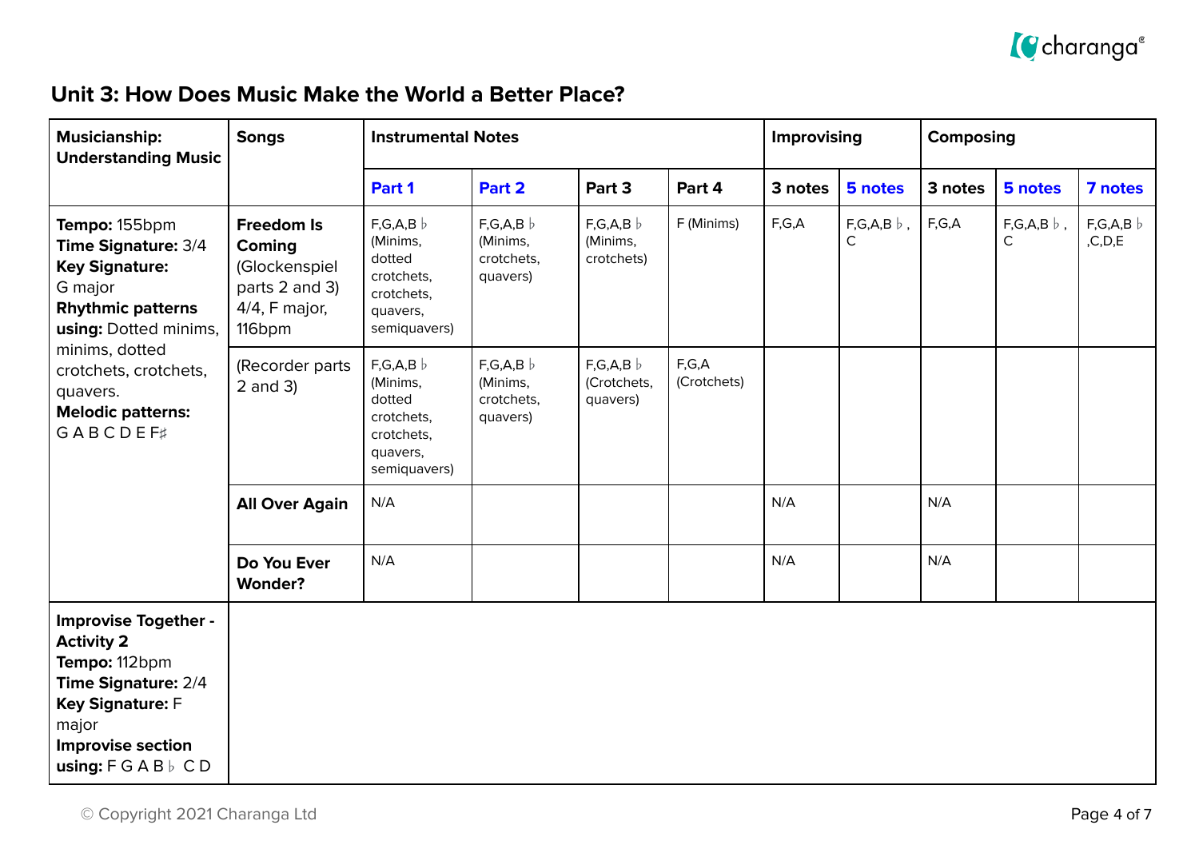## Unit 3: How Does Music Make the World a Better Place?

| Musicianship: Understanding Music | Songs | Instrumental Notes | | | | Improvising | | Composing | | |
|---|---|---|---|---|---|---|---|---|---|---|
| | | Part 1 | Part 2 | Part 3 | Part 4 | 3 notes | 5 notes | 3 notes | 5 notes | 7 notes |
| **Tempo:** 155bpm **Time Signature:** 3/4 **Key Signature:** G major **Rhythmic patterns using:** Dotted minims, minims, dotted crotchets, crotchets, quavers. **Melodic patterns:** G A B C D E F♯ | **Freedom Is Coming** (Glockenspiel parts 2 and 3) 4/4, F major, 116bpm | F,G,A,B♭ (Minims, dotted crotchets, crotchets, quavers, semiquavers) | F,G,A,B♭ (Minims, crotchets, quavers) | F,G,A,B♭ (Minims, crotchets) | F (Minims) | F,G,A | F,G,A,B♭, C | F,G,A | F,G,A,B♭, C | F,G,A,B♭ ,C,D,E |
| | (Recorder parts 2 and 3) | F,G,A,B♭ (Minims, dotted crotchets, crotchets, quavers, semiquavers) | F,G,A,B♭ (Minims, crotchets, quavers) | F,G,A,B♭ (Crotchets, quavers) | F,G,A (Crotchets) | | | | | |
| | **All Over Again** | N/A | | | | N/A | | N/A | | |
| | **Do You Ever Wonder?** | N/A | | | | N/A | | N/A | | |
| **Improvise Together - Activity 2** **Tempo:** 112bpm **Time Signature:** 2/4 **Key Signature:** F major **Improvise section using:** F G A B♭ C D | | | | | | | | | | |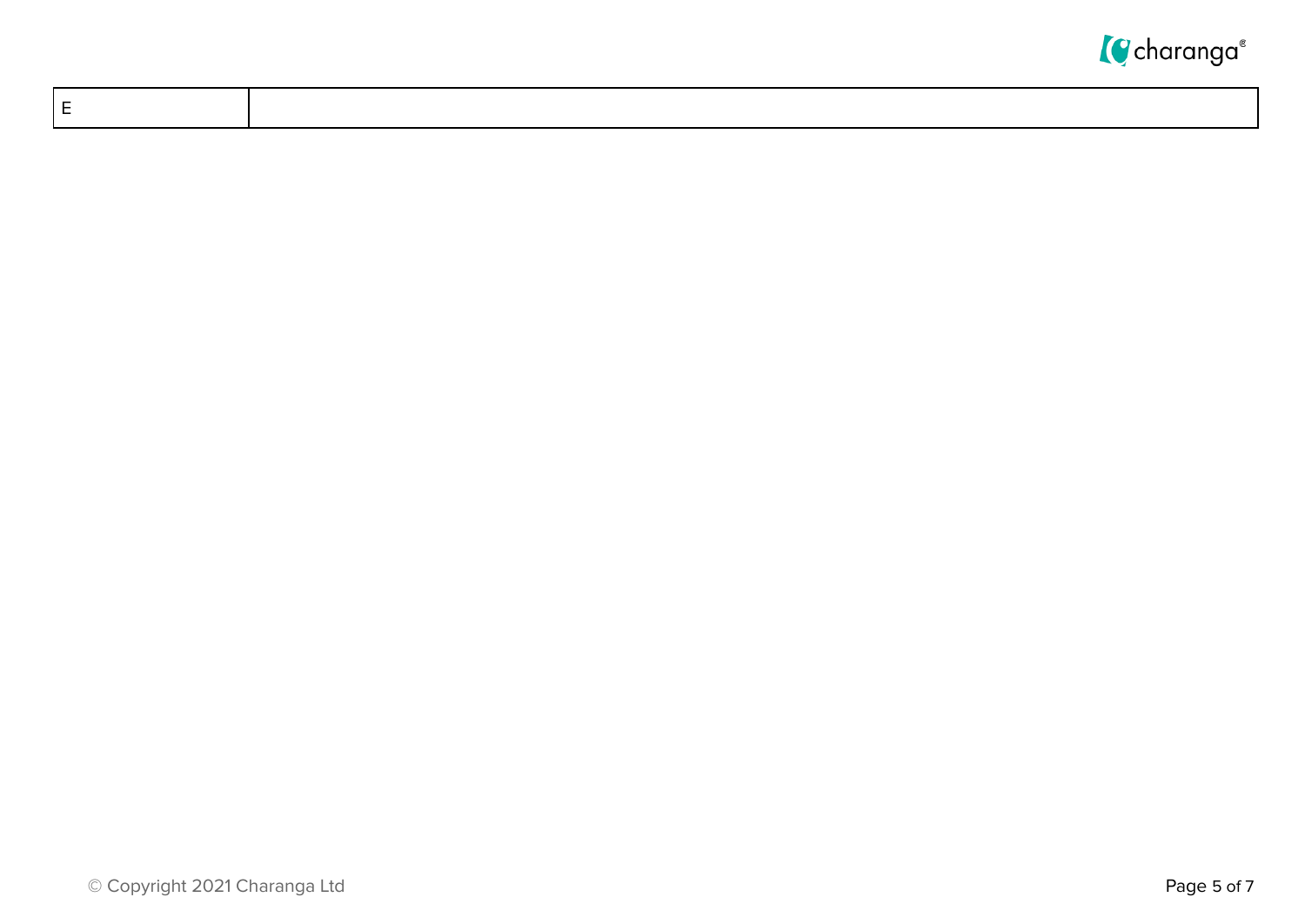| E | |
|---|---|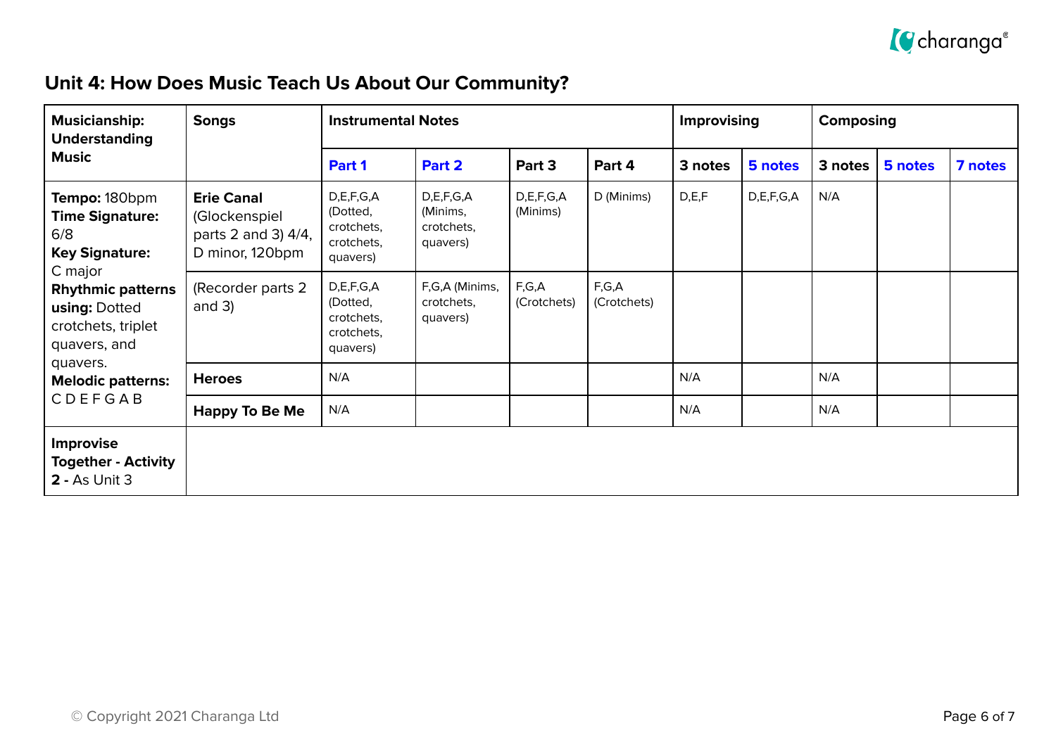## Unit 4: How Does Music Teach Us About Our Community?

| Musicianship: Understanding Music | Songs | Instrumental Notes | | | | Improvising | | Composing | | |
|---|---|---|---|---|---|---|---|---|---|---|
| | | **Part 1** | **Part 2** | **Part 3** | **Part 4** | **3 notes** | **5 notes** | **3 notes** | **5 notes** | **7 notes** |
| **Tempo:** 180bpm **Time Signature:** 6/8 **Key Signature:** C major **Rhythmic patterns using:** Dotted crotchets, triplet quavers, and quavers. **Melodic patterns:** C D E F G A B | **Erie Canal** (Glockenspiel parts 2 and 3) 4/4, D minor, 120bpm | D,E,F,G,A (Dotted, crotchets, crotchets, quavers) | D,E,F,G,A (Minims, crotchets, quavers) | D,E,F,G,A (Minims) | D (Minims) | D,E,F | D,E,F,G,A | N/A | | |
| | (Recorder parts 2 and 3) | D,E,F,G,A (Dotted, crotchets, crotchets, quavers) | F,G,A (Minims, crotchets, quavers) | F,G,A (Crotchets) | F,G,A (Crotchets) | | | | | |
| | **Heroes** | N/A | | | | N/A | | N/A | | |
| | **Happy To Be Me** | N/A | | | | N/A | | N/A | | |
| **Improvise Together - Activity 2 -** As Unit 3 | | | | | | | | | | |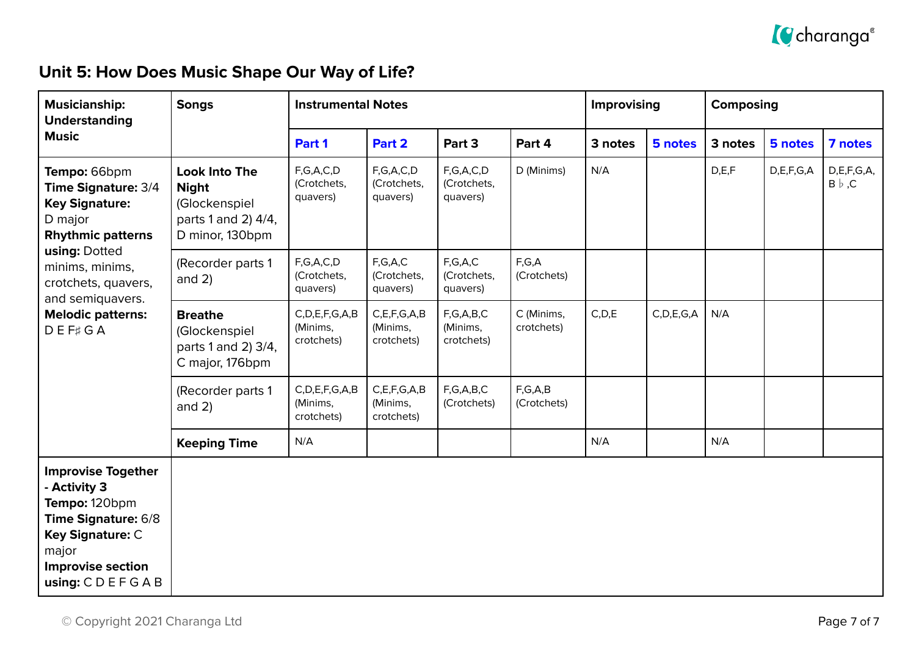## Unit 5: How Does Music Shape Our Way of Life?

| Musicianship: Understanding Music | Songs | Instrumental Notes | | | | Improvising | | Composing | | |
|---|---|---|---|---|---|---|---|---|---|---|
| | | Part 1 | Part 2 | Part 3 | Part 4 | 3 notes | 5 notes | 3 notes | 5 notes | 7 notes |
| **Tempo:** 66bpm **Time Signature:** 3/4 **Key Signature:** D major **Rhythmic patterns using:** Dotted minims, minims, crotchets, quavers, and semiquavers. **Melodic patterns:** D E F♯ G A | **Look Into The Night** (Glockenspiel parts 1 and 2) 4/4, D minor, 130bpm | F,G,A,C,D (Crotchets, quavers) | F,G,A,C,D (Crotchets, quavers) | F,G,A,C,D (Crotchets, quavers) | D (Minims) | N/A | | D,E,F | D,E,F,G,A | D,E,F,G,A, B♭,C |
| | (Recorder parts 1 and 2) | F,G,A,C,D (Crotchets, quavers) | F,G,A,C (Crotchets, quavers) | F,G,A,C (Crotchets, quavers) | F,G,A (Crotchets) | | | | | |
| | **Breathe** (Glockenspiel parts 1 and 2) 3/4, C major, 176bpm | C,D,E,F,G,A,B (Minims, crotchets) | C,E,F,G,A,B (Minims, crotchets) | F,G,A,B,C (Minims, crotchets) | C (Minims, crotchets) | C,D,E | C,D,E,G,A | N/A | | |
| | (Recorder parts 1 and 2) | C,D,E,F,G,A,B (Minims, crotchets) | C,E,F,G,A,B (Minims, crotchets) | F,G,A,B,C (Crotchets) | F,G,A,B (Crotchets) | | | | | |
| | **Keeping Time** | N/A | | | | N/A | | N/A | | |
| **Improvise Together - Activity 3** **Tempo:** 120bpm **Time Signature:** 6/8 **Key Signature:** C major **Improvise section using:** C D E F G A B | | | | | | | | | | |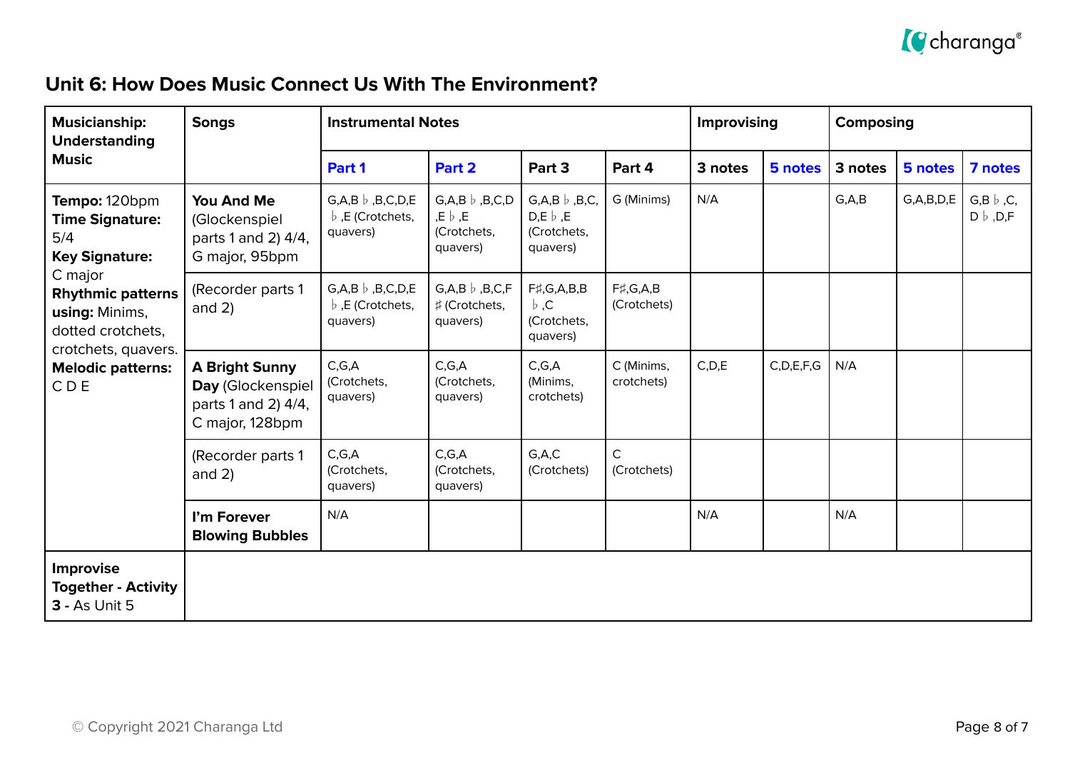## Unit 6: How Does Music Connect Us With The Environment?

| Musicianship: Understanding Music | Songs | Instrumental Notes | | | | Improvising | | Composing | | |
|---|---|---|---|---|---|---|---|---|---|---|
| | | Part 1 | Part 2 | Part 3 | Part 4 | 3 notes | 5 notes | 3 notes | 5 notes | 7 notes |
| **Tempo:** 120bpm<br>**Time Signature:** 5/4<br>**Key Signature:** C major<br>**Rhythmic patterns using:** Minims, dotted crotchets, crotchets, quavers.<br>**Melodic patterns:** C D E | **You And Me** (Glockenspiel parts 1 and 2) 4/4, G major, 95bpm | G,A,B♭,B,C,D,E♭,E (Crotchets, quavers) | G,A,B♭,B,C,D,E♭,E (Crotchets, quavers) | G,A,B♭,B,C, D,E♭,E (Crotchets, quavers) | G (Minims) | N/A | | G,A,B | G,A,B,D,E | G,B♭,C, D♭,D,F |
| | (Recorder parts 1 and 2) | G,A,B♭,B,C,D,E♭,E (Crotchets, quavers) | G,A,B♭,B,C,F♯ (Crotchets, quavers) | F♯,G,A,B,B♭,C (Crotchets, quavers) | F♯,G,A,B (Crotchets) | | | | | |
| | **A Bright Sunny Day** (Glockenspiel parts 1 and 2) 4/4, C major, 128bpm | C,G,A (Crotchets, quavers) | C,G,A (Crotchets, quavers) | C,G,A (Minims, crotchets) | C (Minims, crotchets) | C,D,E | C,D,E,F,G | N/A | | |
| | (Recorder parts 1 and 2) | C,G,A (Crotchets, quavers) | C,G,A (Crotchets, quavers) | G,A,C (Crotchets) | C (Crotchets) | | | | | |
| | **I'm Forever Blowing Bubbles** | N/A | | | | N/A | | N/A | | |
| **Improvise Together - Activity 3 -** As Unit 5 | | | | | | | | | | |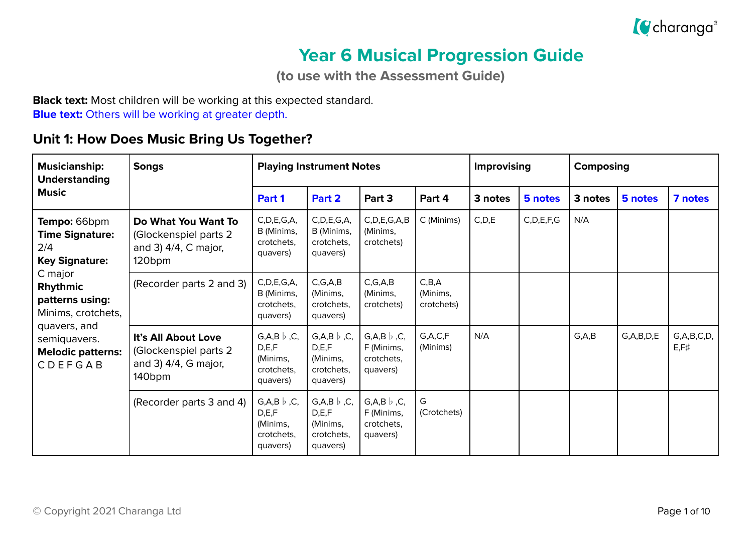# Year 6 Musical Progression Guide

**(to use with the Assessment Guide)**

**Black text:** Most children will be working at this expected standard.
**Blue text:** Others will be working at greater depth.

## Unit 1: How Does Music Bring Us Together?

| **Musicianship: Understanding Music** | **Songs** | **Playing Instrument Notes** | | | | **Improvising** | | **Composing** | | |
|---|---|---|---|---|---|---|---|---|---|---|
| | | **Part 1** | **Part 2** | **Part 3** | **Part 4** | **3 notes** | **5 notes** | **3 notes** | **5 notes** | **7 notes** |
| **Tempo:** 66bpm **Time Signature:** 2/4 **Key Signature:** C major **Rhythmic patterns using:** Minims, crotchets, quavers, and semiquavers. **Melodic patterns:** C D E F G A B | **Do What You Want To** (Glockenspiel parts 2 and 3) 4/4, C major, 120bpm | C,D,E,G,A, B (Minims, crotchets, quavers) | C,D,E,G,A, B (Minims, crotchets, quavers) | C,D,E,G,A,B (Minims, crotchets) | C (Minims) | C,D,E | C,D,E,F,G | N/A | | |
| | (Recorder parts 2 and 3) | C,D,E,G,A, B (Minims, crotchets, quavers) | C,G,A,B (Minims, crotchets, quavers) | C,G,A,B (Minims, crotchets) | C,B,A (Minims, crotchets) | | | | | |
| | **It's All About Love** (Glockenspiel parts 2 and 3) 4/4, G major, 140bpm | G,A,B♭,C, D,E,F (Minims, crotchets, quavers) | G,A,B♭,C, D,E,F (Minims, crotchets, quavers) | G,A,B♭,C, F (Minims, crotchets, quavers) | G,A,C,F (Minims) | N/A | | G,A,B | G,A,B,D,E | G,A,B,C,D, E,F♯ |
| | (Recorder parts 3 and 4) | G,A,B♭,C, D,E,F (Minims, crotchets, quavers) | G,A,B♭,C, D,E,F (Minims, crotchets, quavers) | G,A,B♭,C, F (Minims, crotchets, quavers) | G (Crotchets) | | | | | |

© Copyright 2021 Charanga Ltd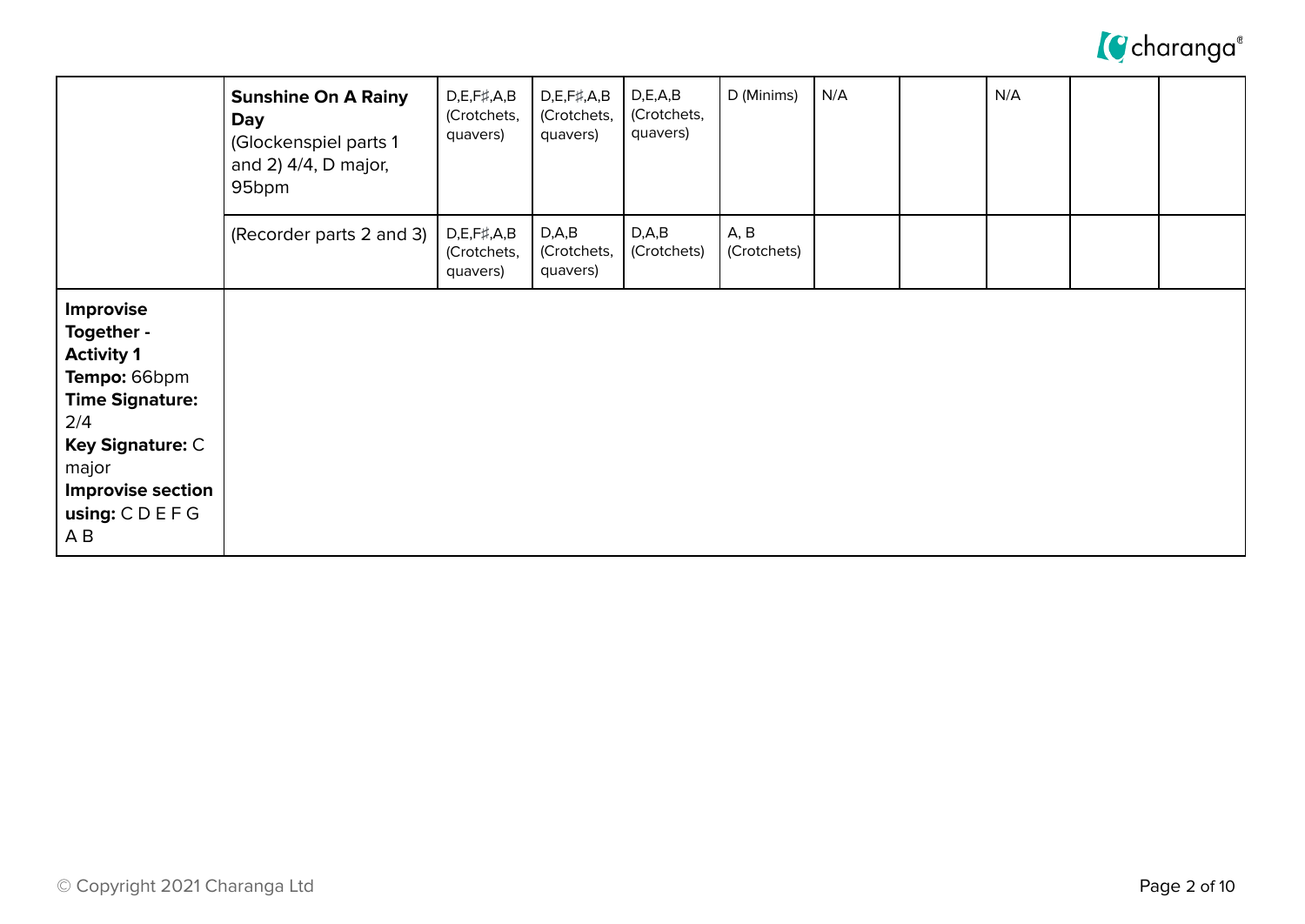| | | | | | | | | | | |
|---|---|---|---|---|---|---|---|---|---|---|
| | **Sunshine On A Rainy Day** (Glockenspiel parts 1 and 2) 4/4, D major, 95bpm | D,E,F♯,A,B (Crotchets, quavers) | D,E,F♯,A,B (Crotchets, quavers) | D,E,A,B (Crotchets, quavers) | D (Minims) | N/A | | N/A | | |
| | (Recorder parts 2 and 3) | D,E,F♯,A,B (Crotchets, quavers) | D,A,B (Crotchets, quavers) | D,A,B (Crotchets) | A, B (Crotchets) | | | | | |
| **Improvise Together - Activity 1** **Tempo:** 66bpm **Time Signature:** 2/4 **Key Signature:** C major **Improvise section using:** C D E F G A B | | | | | | | | | | |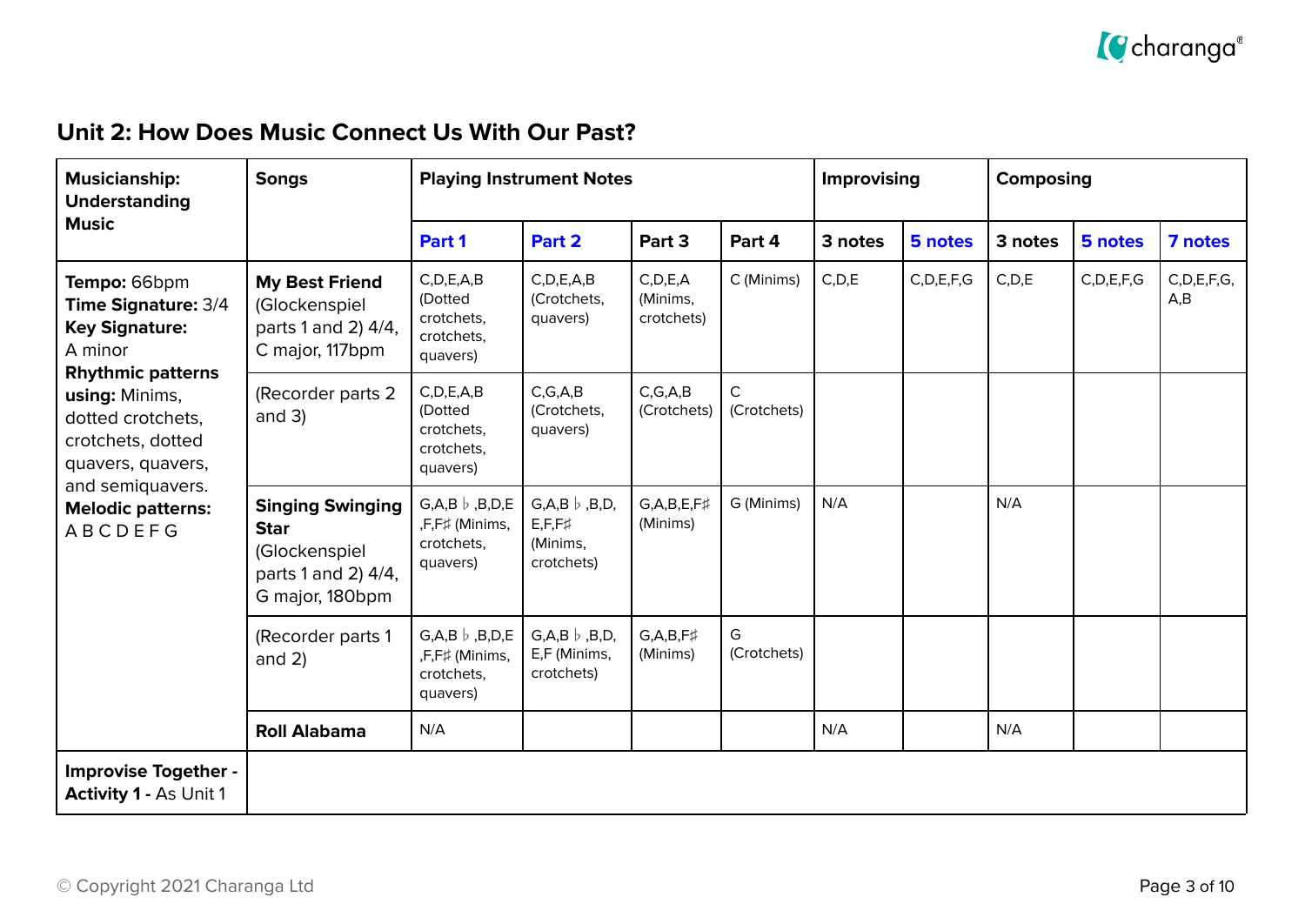## Unit 2: How Does Music Connect Us With Our Past?

| Musicianship: Understanding Music | Songs | Playing Instrument Notes | | | | Improvising | | Composing | | |
|---|---|---|---|---|---|---|---|---|---|---|
| | | Part 1 | Part 2 | Part 3 | Part 4 | 3 notes | 5 notes | 3 notes | 5 notes | 7 notes |
| **Tempo:** 66bpm **Time Signature:** 3/4 **Key Signature:** A minor **Rhythmic patterns using:** Minims, dotted crotchets, crotchets, dotted quavers, quavers, and semiquavers. **Melodic patterns:** A B C D E F G | **My Best Friend** (Glockenspiel parts 1 and 2) 4/4, C major, 117bpm | C,D,E,A,B (Dotted crotchets, crotchets, quavers) | C,D,E,A,B (Crotchets, quavers) | C,D,E,A (Minims, crotchets) | C (Minims) | C,D,E | C,D,E,F,G | C,D,E | C,D,E,F,G | C,D,E,F,G, A,B |
| | (Recorder parts 2 and 3) | C,D,E,A,B (Dotted crotchets, crotchets, quavers) | C,G,A,B (Crotchets, quavers) | C,G,A,B (Crotchets) | C (Crotchets) | | | | | |
| | **Singing Swinging Star** (Glockenspiel parts 1 and 2) 4/4, G major, 180bpm | G,A,B♭,B,D,E ,F,F♯ (Minims, crotchets, quavers) | G,A,B♭,B,D, E,F,F♯ (Minims, crotchets) | G,A,B,E,F♯ (Minims) | G (Minims) | N/A | | N/A | | |
| | (Recorder parts 1 and 2) | G,A,B♭,B,D,E ,F,F♯ (Minims, crotchets, quavers) | G,A,B♭,B,D, E,F (Minims, crotchets) | G,A,B,F♯ (Minims) | G (Crotchets) | | | | | |
| | **Roll Alabama** | N/A | | | | N/A | | N/A | | |
| **Improvise Together - Activity 1 -** As Unit 1 | | | | | | | | | | |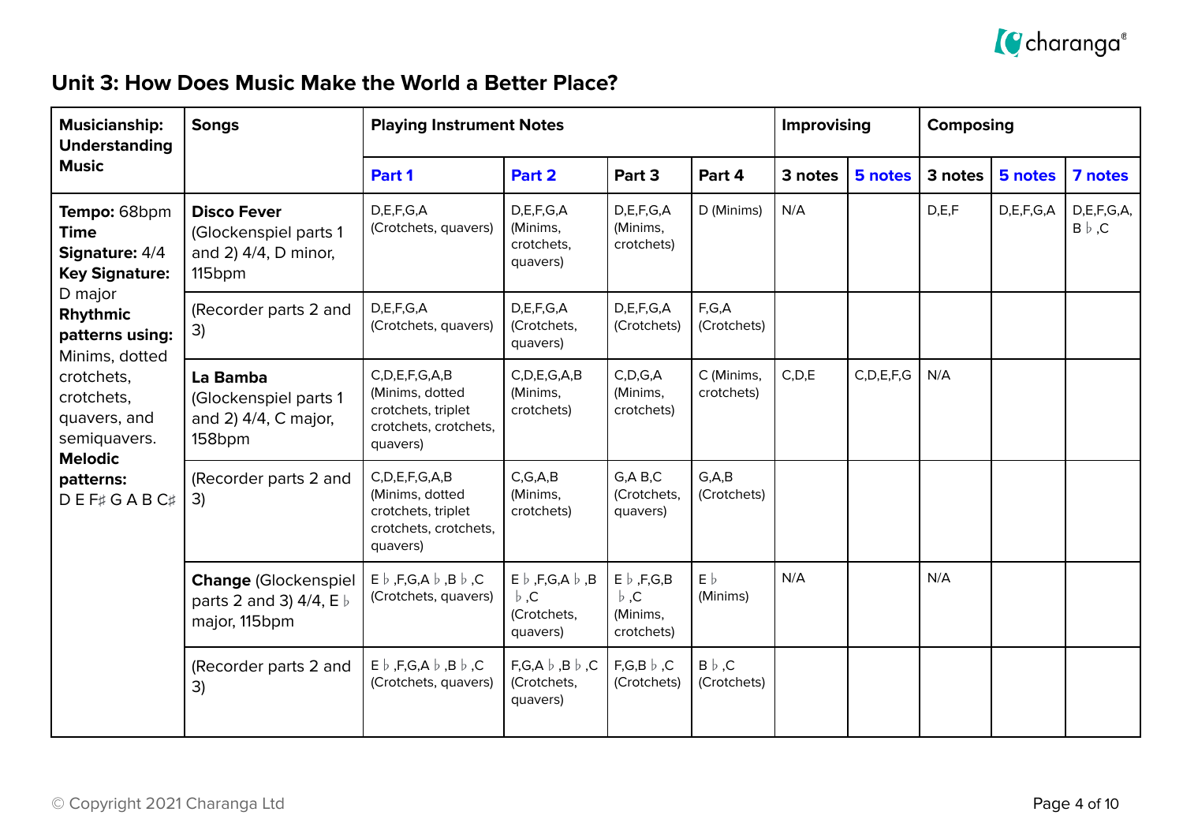## Unit 3: How Does Music Make the World a Better Place?

| Musicianship: Understanding Music | Songs | Playing Instrument Notes | | | | Improvising | | Composing | | |
|---|---|---|---|---|---|---|---|---|---|---|
| | | Part 1 | Part 2 | Part 3 | Part 4 | 3 notes | 5 notes | 3 notes | 5 notes | 7 notes |
| **Tempo:** 68bpm **Time Signature:** 4/4 **Key Signature:** D major **Rhythmic patterns using:** Minims, dotted crotchets, crotchets, quavers, and semiquavers. **Melodic patterns:** D E F♯ G A B C♯ | **Disco Fever** (Glockenspiel parts 1 and 2) 4/4, D minor, 115bpm | D,E,F,G,A (Crotchets, quavers) | D,E,F,G,A (Minims, crotchets, quavers) | D,E,F,G,A (Minims, crotchets) | D (Minims) | N/A | | D,E,F | D,E,F,G,A | D,E,F,G,A, B♭,C |
| | (Recorder parts 2 and 3) | D,E,F,G,A (Crotchets, quavers) | D,E,F,G,A (Crotchets, quavers) | D,E,F,G,A (Crotchets) | F,G,A (Crotchets) | | | | | |
| | **La Bamba** (Glockenspiel parts 1 and 2) 4/4, C major, 158bpm | C,D,E,F,G,A,B (Minims, dotted crotchets, triplet crotchets, crotchets, quavers) | C,D,E,G,A,B (Minims, crotchets) | C,D,G,A (Minims, crotchets) | C (Minims, crotchets) | C,D,E | C,D,E,F,G | N/A | | |
| | (Recorder parts 2 and 3) | C,D,E,F,G,A,B (Minims, dotted crotchets, triplet crotchets, crotchets, quavers) | C,G,A,B (Minims, crotchets) | G,A B,C (Crotchets, quavers) | G,A,B (Crotchets) | | | | | |
| | **Change** (Glockenspiel parts 2 and 3) 4/4, E♭ major, 115bpm | E♭,F,G,A♭,B♭,C (Crotchets, quavers) | E♭,F,G,A♭,B♭,C (Crotchets, quavers) | E♭,F,G,B♭,C (Minims, crotchets) | E♭ (Minims) | N/A | | N/A | | |
| | (Recorder parts 2 and 3) | E♭,F,G,A♭,B♭,C (Crotchets, quavers) | F,G,A♭,B♭,C (Crotchets, quavers) | F,G,B♭,C (Crotchets) | B♭,C (Crotchets) | | | | | |

© Copyright 2021 Charanga Ltd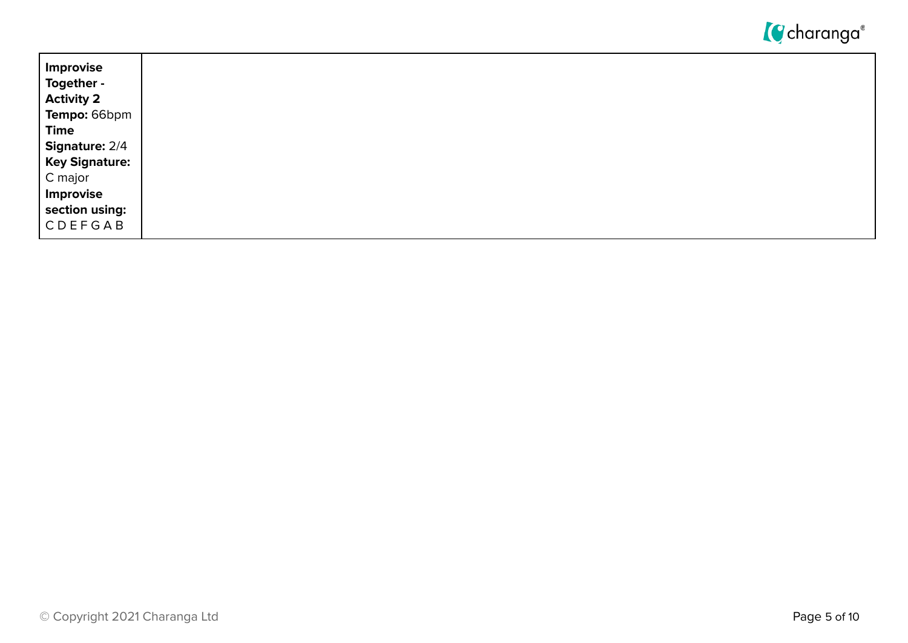| **Improvise Together - Activity 2** **Tempo:** 66bpm **Time Signature:** 2/4 **Key Signature:** C major **Improvise section using:** C D E F G A B | |
|---|---|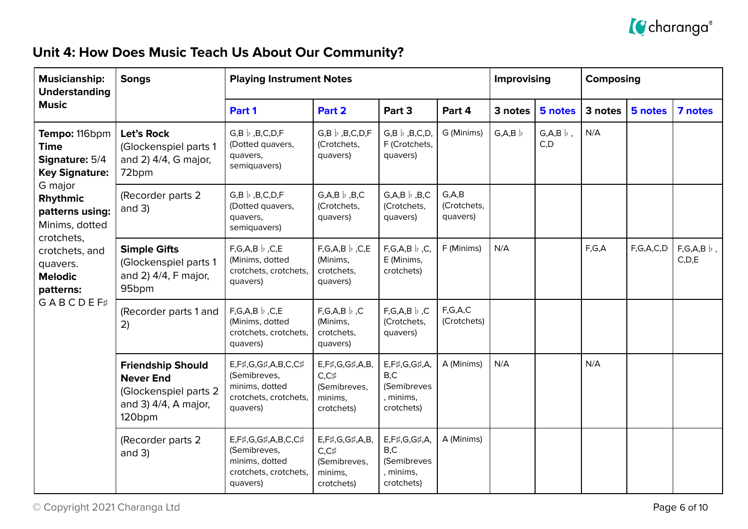## Unit 4: How Does Music Teach Us About Our Community?

| Musicianship: Understanding Music | Songs | Playing Instrument Notes | | | | Improvising | | Composing | | |
|---|---|---|---|---|---|---|---|---|---|---|
| | | Part 1 | Part 2 | Part 3 | Part 4 | 3 notes | 5 notes | 3 notes | 5 notes | 7 notes |
| **Tempo:** 116bpm **Time Signature:** 5/4 **Key Signature:** G major **Rhythmic patterns using:** Minims, dotted crotchets, crotchets, and quavers. **Melodic patterns:** G A B C D E F♯ | **Let's Rock** (Glockenspiel parts 1 and 2) 4/4, G major, 72bpm | G,B♭,B,C,D,F (Dotted quavers, quavers, semiquavers) | G,B♭,B,C,D,F (Crotchets, quavers) | G,B♭,B,C,D, F (Crotchets, quavers) | G (Minims) | G,A,B♭ | G,A,B♭, C,D | N/A | | |
| | (Recorder parts 2 and 3) | G,B♭,B,C,D,F (Dotted quavers, quavers, semiquavers) | G,A,B♭,B,C (Crotchets, quavers) | G,A,B♭,B,C (Crotchets, quavers) | G,A,B (Crotchets, quavers) | | | | | |
| | **Simple Gifts** (Glockenspiel parts 1 and 2) 4/4, F major, 95bpm | F,G,A,B♭,C,E (Minims, dotted crotchets, crotchets, quavers) | F,G,A,B♭,C,E (Minims, crotchets, quavers) | F,G,A,B♭,C, E (Minims, crotchets) | F (Minims) | N/A | | F,G,A | F,G,A,C,D | F,G,A,B♭, C,D,E |
| | (Recorder parts 1 and 2) | F,G,A,B♭,C,E (Minims, dotted crotchets, crotchets, quavers) | F,G,A,B♭,C (Minims, crotchets, quavers) | F,G,A,B♭,C (Crotchets, quavers) | F,G,A,C (Crotchets) | | | | | |
| | **Friendship Should Never End** (Glockenspiel parts 2 and 3) 4/4, A major, 120bpm | E,F♯,G,G♯,A,B,C,C♯ (Semibreves, minims, dotted crotchets, crotchets, quavers) | E,F♯,G,G♯,A,B, C,C♯ (Semibreves, minims, crotchets) | E,F♯,G,G♯,A, B,C (Semibreves, minims, crotchets) | A (Minims) | N/A | | N/A | | |
| | (Recorder parts 2 and 3) | E,F♯,G,G♯,A,B,C,C♯ (Semibreves, minims, dotted crotchets, crotchets, quavers) | E,F♯,G,G♯,A,B, C,C♯ (Semibreves, minims, crotchets) | E,F♯,G,G♯,A, B,C (Semibreves, minims, crotchets) | A (Minims) | | | | | |

© Copyright 2021 Charanga Ltd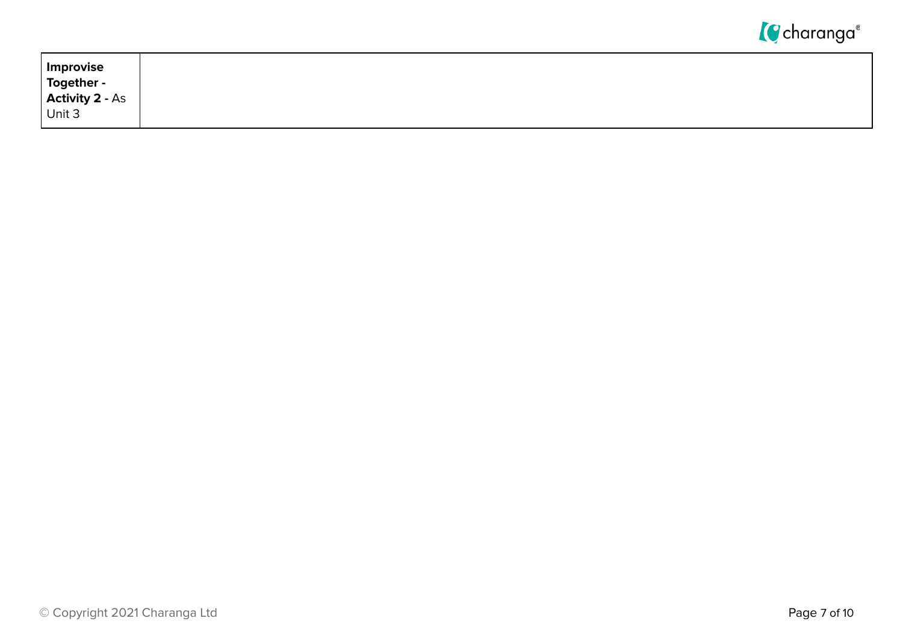| **Improvise Together - Activity 2 -** As Unit 3 | |
| --- | --- |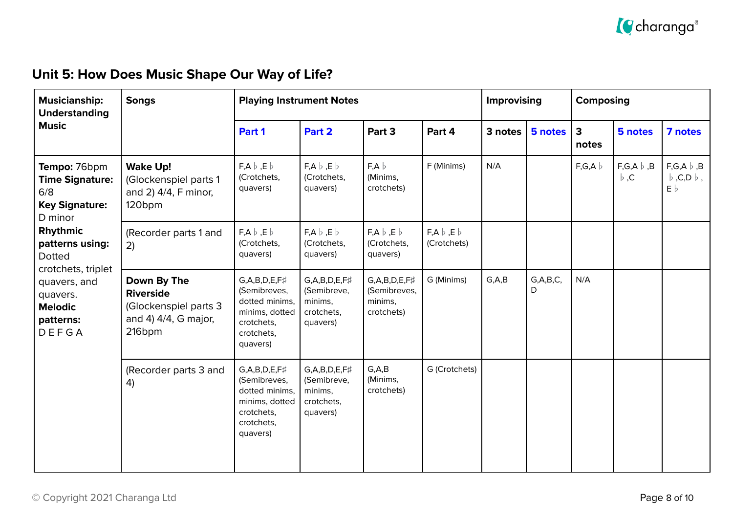## Unit 5: How Does Music Shape Our Way of Life?

| Musicianship: Understanding Music | Songs | Playing Instrument Notes | | | | Improvising | | Composing | | |
|---|---|---|---|---|---|---|---|---|---|---|
| | | Part 1 | Part 2 | Part 3 | Part 4 | 3 notes | 5 notes | 3 notes | 5 notes | 7 notes |
| **Tempo:** 76bpm **Time Signature:** 6/8 **Key Signature:** D minor **Rhythmic patterns using:** Dotted crotchets, triplet quavers, and quavers. **Melodic patterns:** D E F G A | **Wake Up!** (Glockenspiel parts 1 and 2) 4/4, F minor, 120bpm | F,A♭,E♭ (Crotchets, quavers) | F,A♭,E♭ (Crotchets, quavers) | F,A♭ (Minims, crotchets) | F (Minims) | N/A | | F,G,A♭ | F,G,A♭,B♭,C | F,G,A♭,B♭,C,D♭, E♭ |
| | (Recorder parts 1 and 2) | F,A♭,E♭ (Crotchets, quavers) | F,A♭,E♭ (Crotchets, quavers) | F,A♭,E♭ (Crotchets, quavers) | F,A♭,E♭ (Crotchets) | | | | | |
| | **Down By The Riverside** (Glockenspiel parts 3 and 4) 4/4, G major, 216bpm | G,A,B,D,E,F♯ (Semibreves, dotted minims, minims, dotted crotchets, crotchets, quavers) | G,A,B,D,E,F♯ (Semibreve, minims, crotchets, quavers) | G,A,B,D,E,F♯ (Semibreves, minims, crotchets) | G (Minims) | G,A,B | G,A,B,C, D | N/A | | |
| | (Recorder parts 3 and 4) | G,A,B,D,E,F♯ (Semibreves, dotted minims, minims, dotted crotchets, crotchets, quavers) | G,A,B,D,E,F♯ (Semibreve, minims, crotchets, quavers) | G,A,B (Minims, crotchets) | G (Crotchets) | | | | | |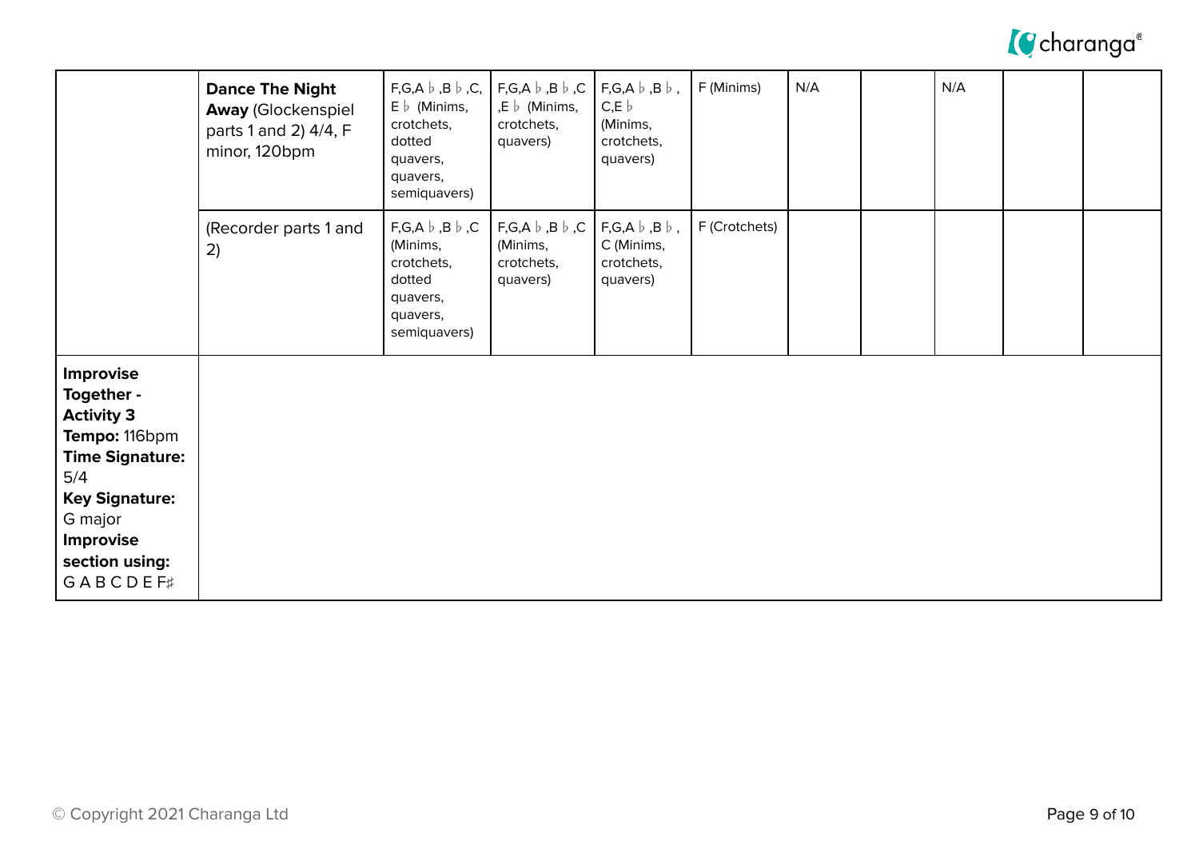| | | | | | | | | | | |
|---|---|---|---|---|---|---|---|---|---|---|
| | **Dance The Night Away** (Glockenspiel parts 1 and 2) 4/4, F minor, 120bpm | F,G,A♭,B♭,C, E♭ (Minims, crotchets, dotted quavers, quavers, semiquavers) | F,G,A♭,B♭,C ,E♭ (Minims, crotchets, quavers) | F,G,A♭,B♭, C,E♭ (Minims, crotchets, quavers) | F (Minims) | N/A | | N/A | | |
| | (Recorder parts 1 and 2) | F,G,A♭,B♭,C (Minims, crotchets, dotted quavers, quavers, semiquavers) | F,G,A♭,B♭,C (Minims, crotchets, quavers) | F,G,A♭,B♭, C (Minims, crotchets, quavers) | F (Crotchets) | | | | | |
| **Improvise Together - Activity 3** **Tempo:** 116bpm **Time Signature:** 5/4 **Key Signature:** G major **Improvise section using:** G A B C D E F♯ | | | | | | | | | | |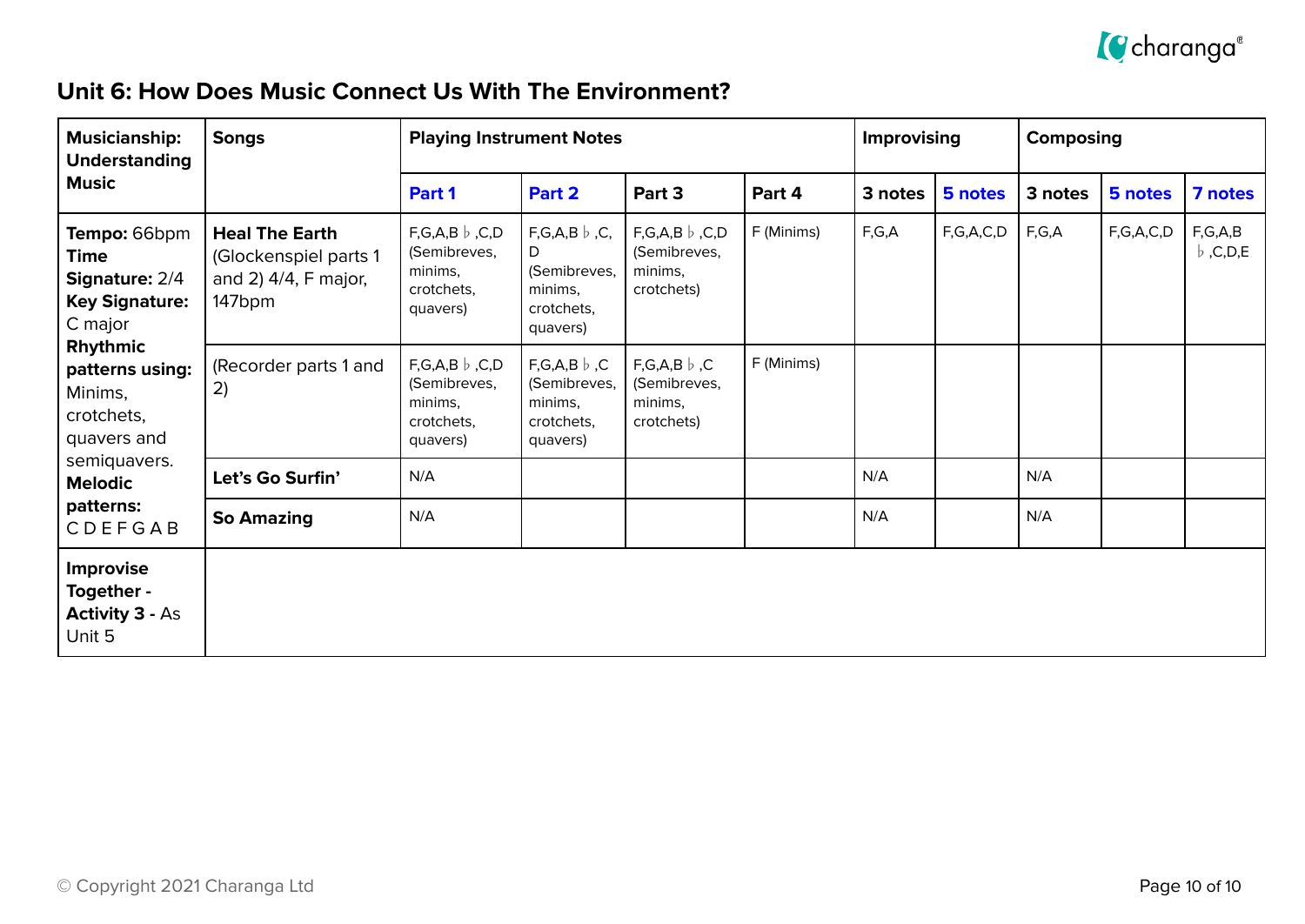## Unit 6: How Does Music Connect Us With The Environment?

| Musicianship: Understanding Music | Songs | Playing Instrument Notes | | | | Improvising | | Composing | | |
|---|---|---|---|---|---|---|---|---|---|---|
| | | Part 1 | Part 2 | Part 3 | Part 4 | 3 notes | 5 notes | 3 notes | 5 notes | 7 notes |
| **Tempo:** 66bpm **Time Signature:** 2/4 **Key Signature:** C major **Rhythmic patterns using:** Minims, crotchets, quavers and semiquavers. **Melodic patterns:** C D E F G A B | **Heal The Earth** (Glockenspiel parts 1 and 2) 4/4, F major, 147bpm | F,G,A,B♭,C,D (Semibreves, minims, crotchets, quavers) | F,G,A,B♭,C, D (Semibreves, minims, crotchets, quavers) | F,G,A,B♭,C,D (Semibreves, minims, crotchets) | F (Minims) | F,G,A | F,G,A,C,D | F,G,A | F,G,A,C,D | F,G,A,B♭,C,D,E |
| | (Recorder parts 1 and 2) | F,G,A,B♭,C,D (Semibreves, minims, crotchets, quavers) | F,G,A,B♭,C (Semibreves, minims, crotchets, quavers) | F,G,A,B♭,C (Semibreves, minims, crotchets) | F (Minims) | | | | | |
| | **Let's Go Surfin'** | N/A | | | | N/A | | N/A | | |
| | **So Amazing** | N/A | | | | N/A | | N/A | | |
| **Improvise Together - Activity 3** - As Unit 5 | | | | | | | | | | |

© Copyright 2021 Charanga Ltd